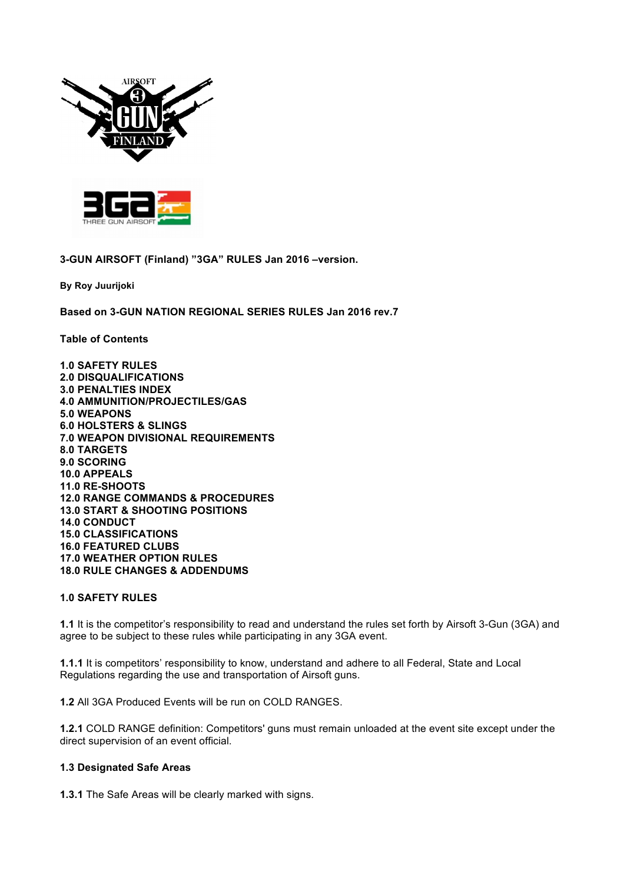**3-GUN AIRSOFT (Finland) "3GA" RULES Jan 2016 –version.**

**By Roy Juurijoki**

**Based on 3-GUN NATION REGIONAL SERIES RULES Jan 2016 rev.7**

**Table of Contents**

**1.0 SAFETY RULES**
**2.0 DISQUALIFICATIONS**
**3.0 PENALTIES INDEX**
**4.0 AMMUNITION/PROJECTILES/GAS**
**5.0 WEAPONS**
**6.0 HOLSTERS & SLINGS**
**7.0 WEAPON DIVISIONAL REQUIREMENTS**
**8.0 TARGETS**
**9.0 SCORING**
**10.0 APPEALS**
**11.0 RE-SHOOTS**
**12.0 RANGE COMMANDS & PROCEDURES**
**13.0 START & SHOOTING POSITIONS**
**14.0 CONDUCT**
**15.0 CLASSIFICATIONS**
**16.0 FEATURED CLUBS**
**17.0 WEATHER OPTION RULES**
**18.0 RULE CHANGES & ADDENDUMS**

## 1.0 SAFETY RULES

**1.1** It is the competitor's responsibility to read and understand the rules set forth by Airsoft 3-Gun (3GA) and agree to be subject to these rules while participating in any 3GA event.

**1.1.1** It is competitors' responsibility to know, understand and adhere to all Federal, State and Local Regulations regarding the use and transportation of Airsoft guns.

**1.2** All 3GA Produced Events will be run on COLD RANGES.

**1.2.1** COLD RANGE definition: Competitors' guns must remain unloaded at the event site except under the direct supervision of an event official.

### 1.3 Designated Safe Areas

**1.3.1** The Safe Areas will be clearly marked with signs.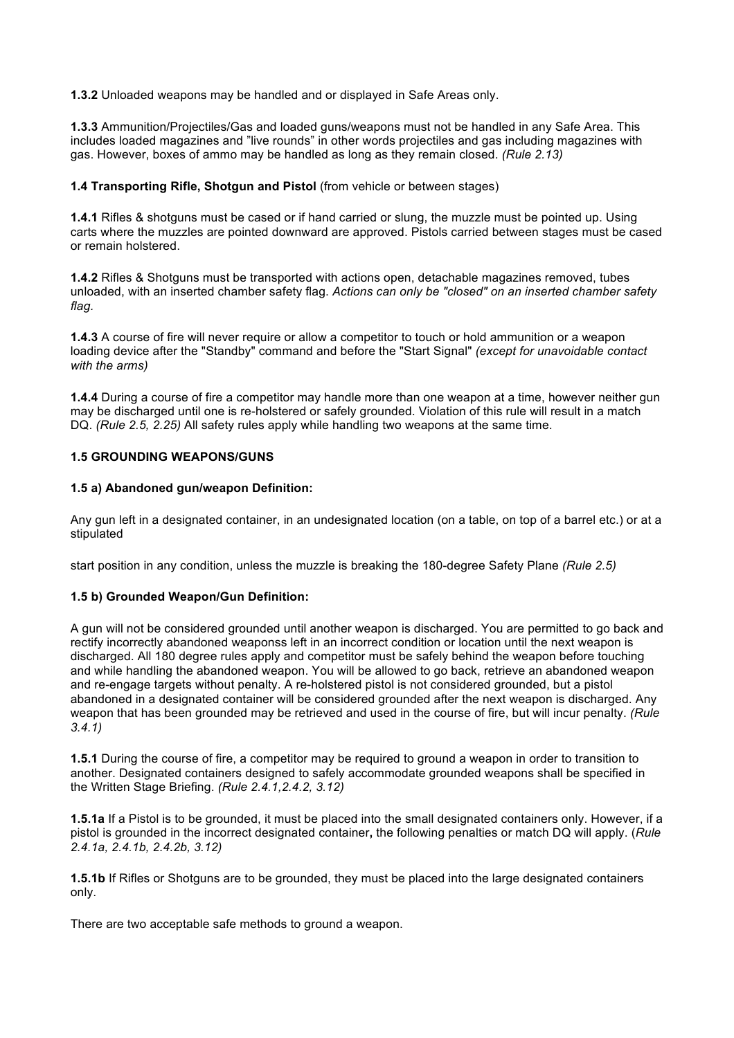**1.3.2** Unloaded weapons may be handled and or displayed in Safe Areas only.

**1.3.3** Ammunition/Projectiles/Gas and loaded guns/weapons must not be handled in any Safe Area. This includes loaded magazines and "live rounds" in other words projectiles and gas including magazines with gas. However, boxes of ammo may be handled as long as they remain closed. *(Rule 2.13)*

**1.4 Transporting Rifle, Shotgun and Pistol** (from vehicle or between stages)

**1.4.1** Rifles & shotguns must be cased or if hand carried or slung, the muzzle must be pointed up. Using carts where the muzzles are pointed downward are approved. Pistols carried between stages must be cased or remain holstered.

**1.4.2** Rifles & Shotguns must be transported with actions open, detachable magazines removed, tubes unloaded, with an inserted chamber safety flag. *Actions can only be "closed" on an inserted chamber safety flag.*

**1.4.3** A course of fire will never require or allow a competitor to touch or hold ammunition or a weapon loading device after the "Standby" command and before the "Start Signal" *(except for unavoidable contact with the arms)*

**1.4.4** During a course of fire a competitor may handle more than one weapon at a time, however neither gun may be discharged until one is re-holstered or safely grounded. Violation of this rule will result in a match DQ. *(Rule 2.5, 2.25)* All safety rules apply while handling two weapons at the same time.

**1.5 GROUNDING WEAPONS/GUNS**

**1.5 a) Abandoned gun/weapon Definition:**

Any gun left in a designated container, in an undesignated location (on a table, on top of a barrel etc.) or at a stipulated

start position in any condition, unless the muzzle is breaking the 180-degree Safety Plane *(Rule 2.5)*

**1.5 b) Grounded Weapon/Gun Definition:**

A gun will not be considered grounded until another weapon is discharged. You are permitted to go back and rectify incorrectly abandoned weaponss left in an incorrect condition or location until the next weapon is discharged. All 180 degree rules apply and competitor must be safely behind the weapon before touching and while handling the abandoned weapon. You will be allowed to go back, retrieve an abandoned weapon and re-engage targets without penalty. A re-holstered pistol is not considered grounded, but a pistol abandoned in a designated container will be considered grounded after the next weapon is discharged. Any weapon that has been grounded may be retrieved and used in the course of fire, but will incur penalty. *(Rule 3.4.1)*

**1.5.1** During the course of fire, a competitor may be required to ground a weapon in order to transition to another. Designated containers designed to safely accommodate grounded weapons shall be specified in the Written Stage Briefing. *(Rule 2.4.1,2.4.2, 3.12)*

**1.5.1a** If a Pistol is to be grounded, it must be placed into the small designated containers only. However, if a pistol is grounded in the incorrect designated container**,** the following penalties or match DQ will apply. (*Rule 2.4.1a, 2.4.1b, 2.4.2b, 3.12)*

**1.5.1b** If Rifles or Shotguns are to be grounded, they must be placed into the large designated containers only.

There are two acceptable safe methods to ground a weapon.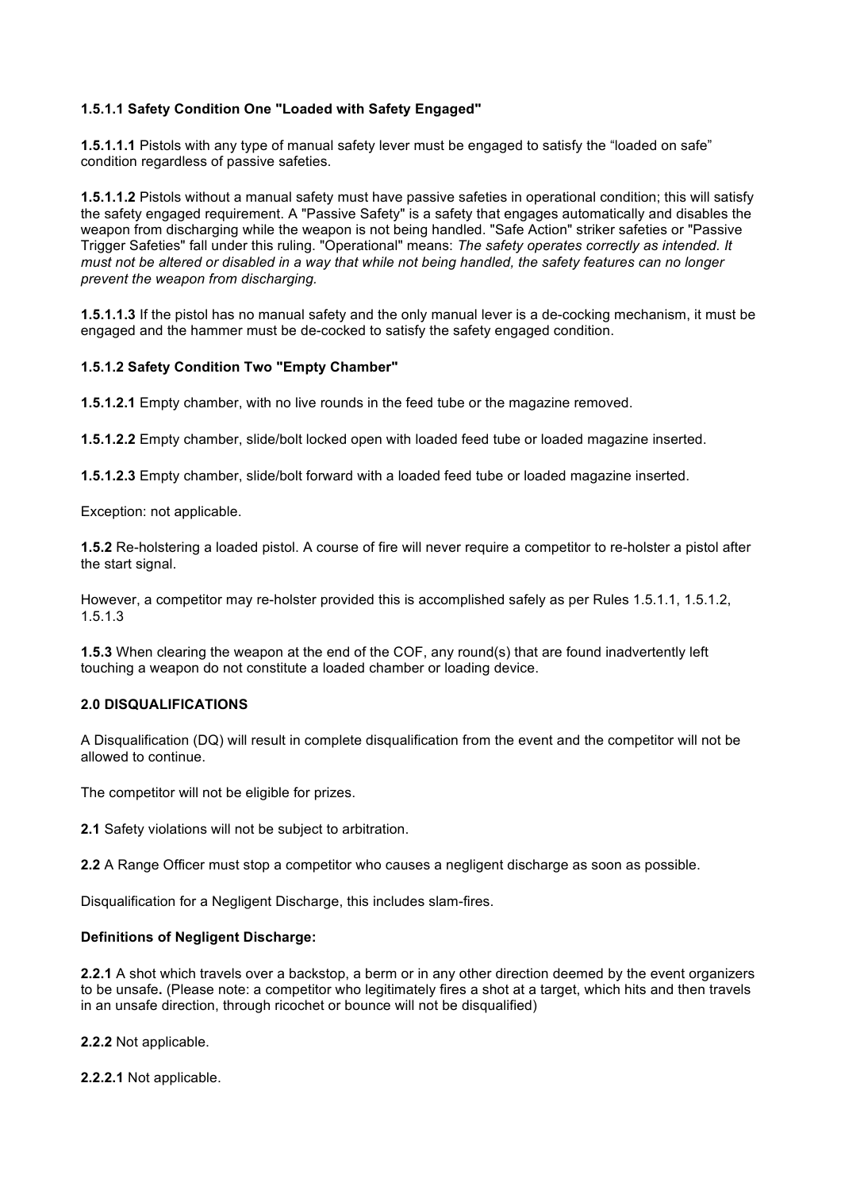**1.5.1.1 Safety Condition One "Loaded with Safety Engaged"**

**1.5.1.1.1** Pistols with any type of manual safety lever must be engaged to satisfy the "loaded on safe" condition regardless of passive safeties.

**1.5.1.1.2** Pistols without a manual safety must have passive safeties in operational condition; this will satisfy the safety engaged requirement. A "Passive Safety" is a safety that engages automatically and disables the weapon from discharging while the weapon is not being handled. "Safe Action" striker safeties or "Passive Trigger Safeties" fall under this ruling. "Operational" means: *The safety operates correctly as intended. It must not be altered or disabled in a way that while not being handled, the safety features can no longer prevent the weapon from discharging.*

**1.5.1.1.3** If the pistol has no manual safety and the only manual lever is a de-cocking mechanism, it must be engaged and the hammer must be de-cocked to satisfy the safety engaged condition.

**1.5.1.2 Safety Condition Two "Empty Chamber"**

**1.5.1.2.1** Empty chamber, with no live rounds in the feed tube or the magazine removed.

**1.5.1.2.2** Empty chamber, slide/bolt locked open with loaded feed tube or loaded magazine inserted.

**1.5.1.2.3** Empty chamber, slide/bolt forward with a loaded feed tube or loaded magazine inserted.

Exception: not applicable.

**1.5.2** Re-holstering a loaded pistol. A course of fire will never require a competitor to re-holster a pistol after the start signal.

However, a competitor may re-holster provided this is accomplished safely as per Rules 1.5.1.1, 1.5.1.2, 1.5.1.3

**1.5.3** When clearing the weapon at the end of the COF, any round(s) that are found inadvertently left touching a weapon do not constitute a loaded chamber or loading device.

**2.0 DISQUALIFICATIONS**

A Disqualification (DQ) will result in complete disqualification from the event and the competitor will not be allowed to continue.

The competitor will not be eligible for prizes.

**2.1** Safety violations will not be subject to arbitration.

**2.2** A Range Officer must stop a competitor who causes a negligent discharge as soon as possible.

Disqualification for a Negligent Discharge, this includes slam-fires.

**Definitions of Negligent Discharge:**

**2.2.1** A shot which travels over a backstop, a berm or in any other direction deemed by the event organizers to be unsafe**.** (Please note: a competitor who legitimately fires a shot at a target, which hits and then travels in an unsafe direction, through ricochet or bounce will not be disqualified)

**2.2.2** Not applicable.

**2.2.2.1** Not applicable.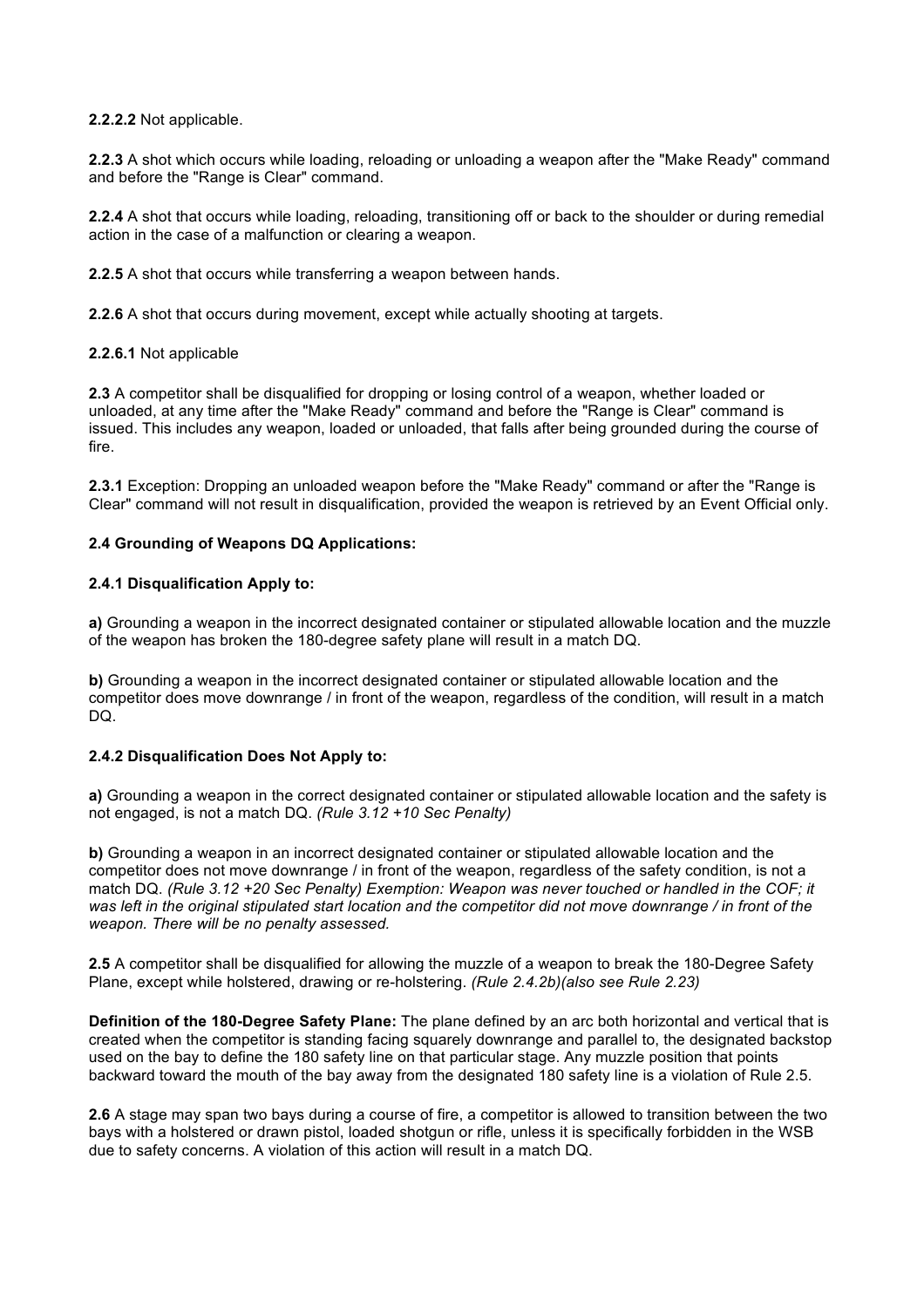**2.2.2.2** Not applicable.

**2.2.3** A shot which occurs while loading, reloading or unloading a weapon after the "Make Ready" command and before the "Range is Clear" command.

**2.2.4** A shot that occurs while loading, reloading, transitioning off or back to the shoulder or during remedial action in the case of a malfunction or clearing a weapon.

**2.2.5** A shot that occurs while transferring a weapon between hands.

**2.2.6** A shot that occurs during movement, except while actually shooting at targets.

**2.2.6.1** Not applicable

**2.3** A competitor shall be disqualified for dropping or losing control of a weapon, whether loaded or unloaded, at any time after the "Make Ready" command and before the "Range is Clear" command is issued. This includes any weapon, loaded or unloaded, that falls after being grounded during the course of fire.

**2.3.1** Exception: Dropping an unloaded weapon before the "Make Ready" command or after the "Range is Clear" command will not result in disqualification, provided the weapon is retrieved by an Event Official only.

**2.4 Grounding of Weapons DQ Applications:**

**2.4.1 Disqualification Apply to:**

**a)** Grounding a weapon in the incorrect designated container or stipulated allowable location and the muzzle of the weapon has broken the 180-degree safety plane will result in a match DQ.

**b)** Grounding a weapon in the incorrect designated container or stipulated allowable location and the competitor does move downrange / in front of the weapon, regardless of the condition, will result in a match DQ.

**2.4.2 Disqualification Does Not Apply to:**

**a)** Grounding a weapon in the correct designated container or stipulated allowable location and the safety is not engaged, is not a match DQ. *(Rule 3.12 +10 Sec Penalty)*

**b)** Grounding a weapon in an incorrect designated container or stipulated allowable location and the competitor does not move downrange / in front of the weapon, regardless of the safety condition, is not a match DQ. *(Rule 3.12 +20 Sec Penalty) Exemption: Weapon was never touched or handled in the COF; it was left in the original stipulated start location and the competitor did not move downrange / in front of the weapon. There will be no penalty assessed.*

**2.5** A competitor shall be disqualified for allowing the muzzle of a weapon to break the 180-Degree Safety Plane, except while holstered, drawing or re-holstering. *(Rule 2.4.2b)(also see Rule 2.23)*

**Definition of the 180-Degree Safety Plane:** The plane defined by an arc both horizontal and vertical that is created when the competitor is standing facing squarely downrange and parallel to, the designated backstop used on the bay to define the 180 safety line on that particular stage. Any muzzle position that points backward toward the mouth of the bay away from the designated 180 safety line is a violation of Rule 2.5.

**2.6** A stage may span two bays during a course of fire, a competitor is allowed to transition between the two bays with a holstered or drawn pistol, loaded shotgun or rifle, unless it is specifically forbidden in the WSB due to safety concerns. A violation of this action will result in a match DQ.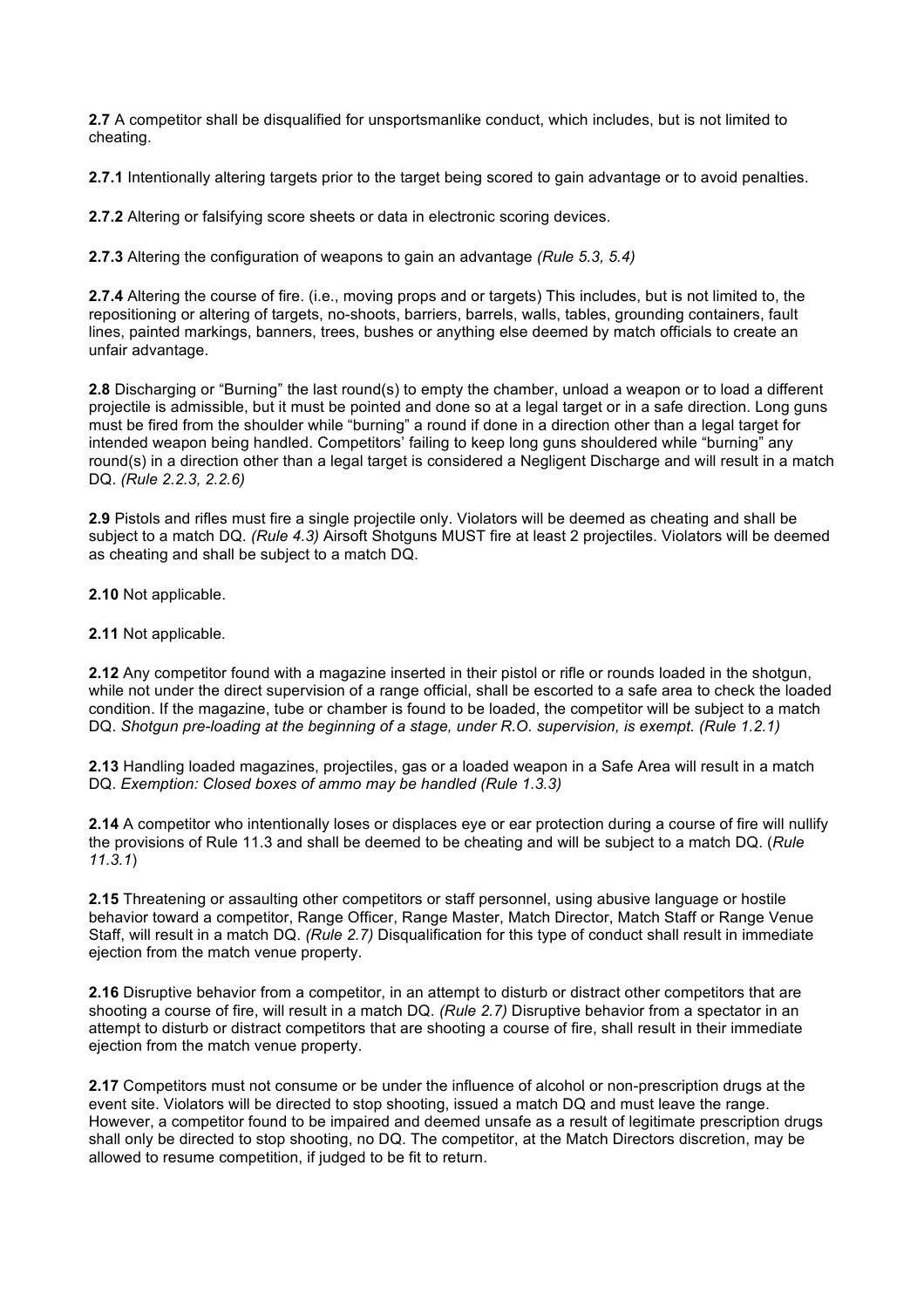**2.7** A competitor shall be disqualified for unsportsmanlike conduct, which includes, but is not limited to cheating.

**2.7.1** Intentionally altering targets prior to the target being scored to gain advantage or to avoid penalties.

**2.7.2** Altering or falsifying score sheets or data in electronic scoring devices.

**2.7.3** Altering the configuration of weapons to gain an advantage *(Rule 5.3, 5.4)*

**2.7.4** Altering the course of fire. (i.e., moving props and or targets) This includes, but is not limited to, the repositioning or altering of targets, no-shoots, barriers, barrels, walls, tables, grounding containers, fault lines, painted markings, banners, trees, bushes or anything else deemed by match officials to create an unfair advantage.

**2.8** Discharging or "Burning" the last round(s) to empty the chamber, unload a weapon or to load a different projectile is admissible, but it must be pointed and done so at a legal target or in a safe direction. Long guns must be fired from the shoulder while "burning" a round if done in a direction other than a legal target for intended weapon being handled. Competitors' failing to keep long guns shouldered while "burning" any round(s) in a direction other than a legal target is considered a Negligent Discharge and will result in a match DQ. *(Rule 2.2.3, 2.2.6)*

**2.9** Pistols and rifles must fire a single projectile only. Violators will be deemed as cheating and shall be subject to a match DQ. *(Rule 4.3)* Airsoft Shotguns MUST fire at least 2 projectiles. Violators will be deemed as cheating and shall be subject to a match DQ.

**2.10** Not applicable.

**2.11** Not applicable.

**2.12** Any competitor found with a magazine inserted in their pistol or rifle or rounds loaded in the shotgun, while not under the direct supervision of a range official, shall be escorted to a safe area to check the loaded condition. If the magazine, tube or chamber is found to be loaded, the competitor will be subject to a match DQ. *Shotgun pre-loading at the beginning of a stage, under R.O. supervision, is exempt. (Rule 1.2.1)*

**2.13** Handling loaded magazines, projectiles, gas or a loaded weapon in a Safe Area will result in a match DQ. *Exemption: Closed boxes of ammo may be handled (Rule 1.3.3)*

**2.14** A competitor who intentionally loses or displaces eye or ear protection during a course of fire will nullify the provisions of Rule 11.3 and shall be deemed to be cheating and will be subject to a match DQ. (*Rule 11.3.1*)

**2.15** Threatening or assaulting other competitors or staff personnel, using abusive language or hostile behavior toward a competitor, Range Officer, Range Master, Match Director, Match Staff or Range Venue Staff, will result in a match DQ. *(Rule 2.7)* Disqualification for this type of conduct shall result in immediate ejection from the match venue property.

**2.16** Disruptive behavior from a competitor, in an attempt to disturb or distract other competitors that are shooting a course of fire, will result in a match DQ. *(Rule 2.7)* Disruptive behavior from a spectator in an attempt to disturb or distract competitors that are shooting a course of fire, shall result in their immediate ejection from the match venue property.

**2.17** Competitors must not consume or be under the influence of alcohol or non-prescription drugs at the event site. Violators will be directed to stop shooting, issued a match DQ and must leave the range. However, a competitor found to be impaired and deemed unsafe as a result of legitimate prescription drugs shall only be directed to stop shooting, no DQ. The competitor, at the Match Directors discretion, may be allowed to resume competition, if judged to be fit to return.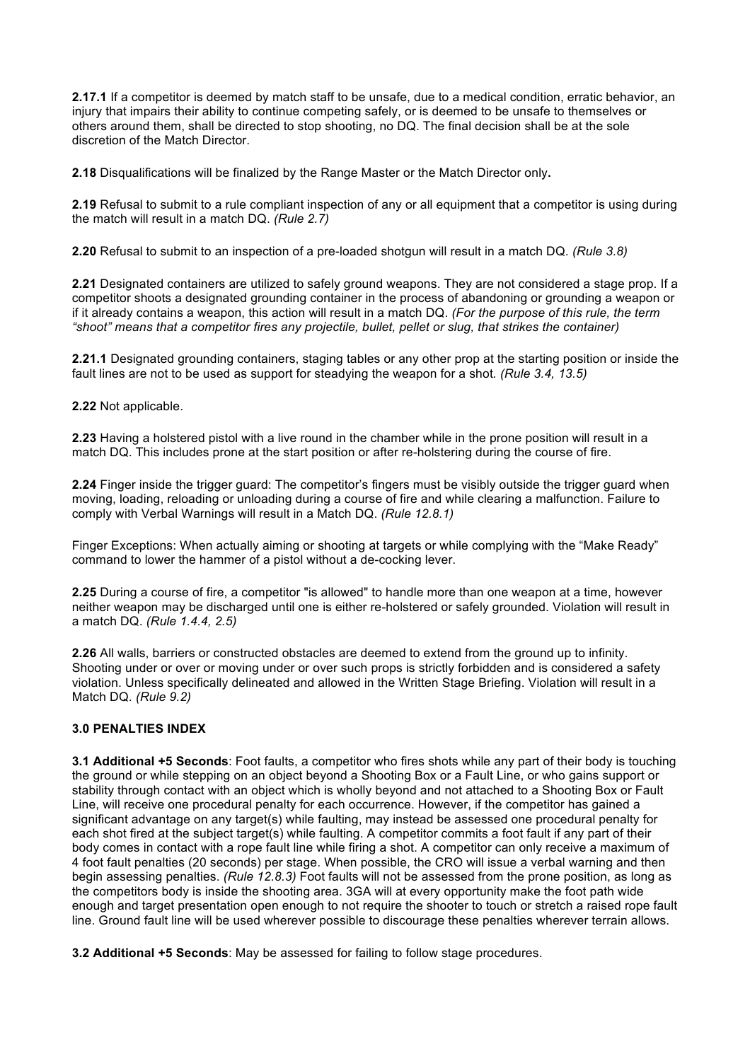**2.17.1** If a competitor is deemed by match staff to be unsafe, due to a medical condition, erratic behavior, an injury that impairs their ability to continue competing safely, or is deemed to be unsafe to themselves or others around them, shall be directed to stop shooting, no DQ. The final decision shall be at the sole discretion of the Match Director.

**2.18** Disqualifications will be finalized by the Range Master or the Match Director only**.**

**2.19** Refusal to submit to a rule compliant inspection of any or all equipment that a competitor is using during the match will result in a match DQ. *(Rule 2.7)*

**2.20** Refusal to submit to an inspection of a pre-loaded shotgun will result in a match DQ. *(Rule 3.8)*

**2.21** Designated containers are utilized to safely ground weapons. They are not considered a stage prop. If a competitor shoots a designated grounding container in the process of abandoning or grounding a weapon or if it already contains a weapon, this action will result in a match DQ. *(For the purpose of this rule, the term "shoot" means that a competitor fires any projectile, bullet, pellet or slug, that strikes the container)*

**2.21.1** Designated grounding containers, staging tables or any other prop at the starting position or inside the fault lines are not to be used as support for steadying the weapon for a shot*. (Rule 3.4, 13.5)*

**2.22** Not applicable.

**2.23** Having a holstered pistol with a live round in the chamber while in the prone position will result in a match DQ. This includes prone at the start position or after re-holstering during the course of fire.

**2.24** Finger inside the trigger guard: The competitor's fingers must be visibly outside the trigger guard when moving, loading, reloading or unloading during a course of fire and while clearing a malfunction. Failure to comply with Verbal Warnings will result in a Match DQ. *(Rule 12.8.1)*

Finger Exceptions: When actually aiming or shooting at targets or while complying with the "Make Ready" command to lower the hammer of a pistol without a de-cocking lever.

**2.25** During a course of fire, a competitor "is allowed" to handle more than one weapon at a time, however neither weapon may be discharged until one is either re-holstered or safely grounded. Violation will result in a match DQ. *(Rule 1.4.4, 2.5)*

**2.26** All walls, barriers or constructed obstacles are deemed to extend from the ground up to infinity. Shooting under or over or moving under or over such props is strictly forbidden and is considered a safety violation. Unless specifically delineated and allowed in the Written Stage Briefing. Violation will result in a Match DQ. *(Rule 9.2)*

### 3.0 PENALTIES INDEX

**3.1 Additional +5 Seconds**: Foot faults, a competitor who fires shots while any part of their body is touching the ground or while stepping on an object beyond a Shooting Box or a Fault Line, or who gains support or stability through contact with an object which is wholly beyond and not attached to a Shooting Box or Fault Line, will receive one procedural penalty for each occurrence. However, if the competitor has gained a significant advantage on any target(s) while faulting, may instead be assessed one procedural penalty for each shot fired at the subject target(s) while faulting. A competitor commits a foot fault if any part of their body comes in contact with a rope fault line while firing a shot. A competitor can only receive a maximum of 4 foot fault penalties (20 seconds) per stage. When possible, the CRO will issue a verbal warning and then begin assessing penalties. *(Rule 12.8.3)* Foot faults will not be assessed from the prone position, as long as the competitors body is inside the shooting area. 3GA will at every opportunity make the foot path wide enough and target presentation open enough to not require the shooter to touch or stretch a raised rope fault line. Ground fault line will be used wherever possible to discourage these penalties wherever terrain allows.

**3.2 Additional +5 Seconds**: May be assessed for failing to follow stage procedures.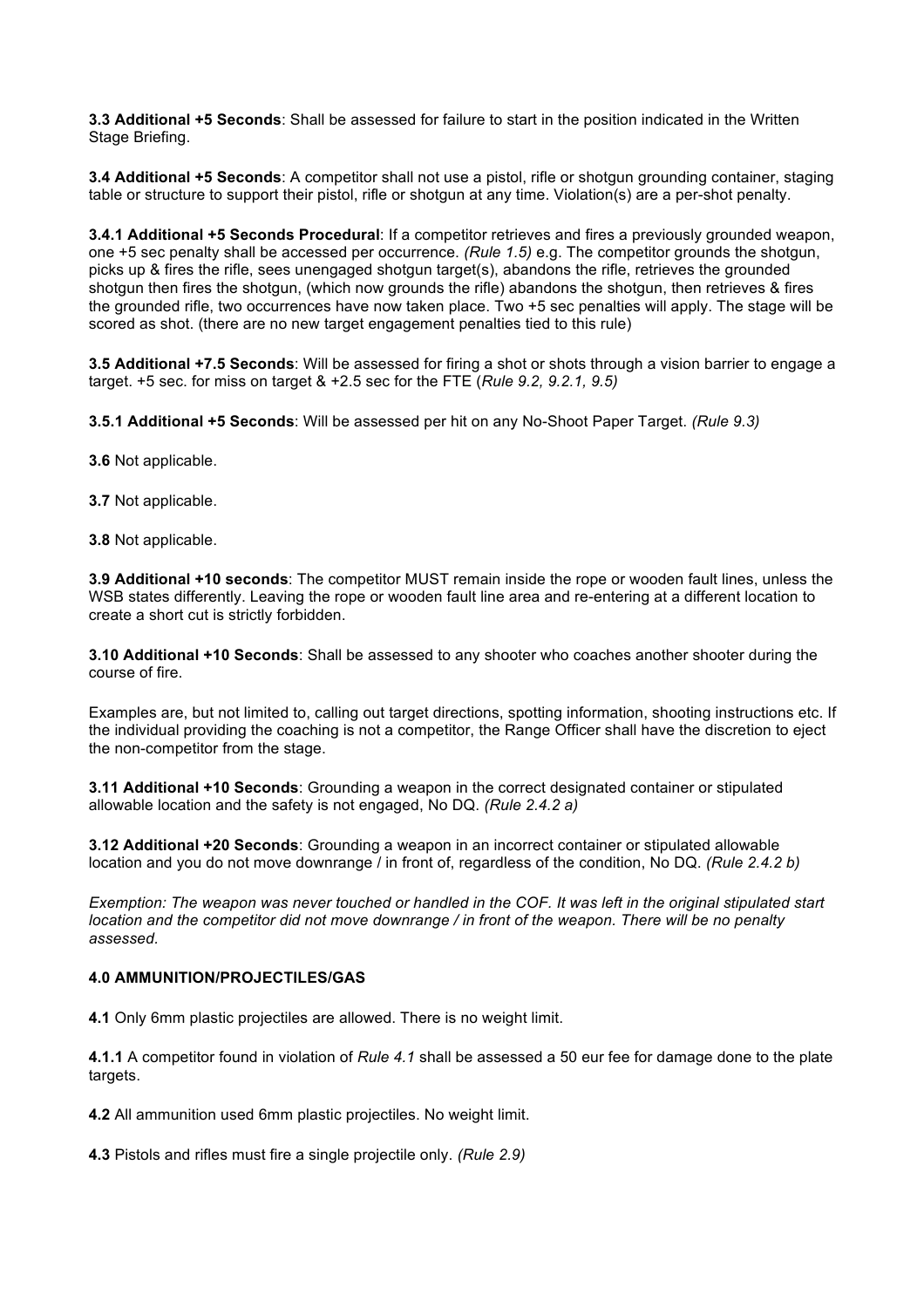**3.3 Additional +5 Seconds**: Shall be assessed for failure to start in the position indicated in the Written Stage Briefing.

**3.4 Additional +5 Seconds**: A competitor shall not use a pistol, rifle or shotgun grounding container, staging table or structure to support their pistol, rifle or shotgun at any time. Violation(s) are a per-shot penalty.

**3.4.1 Additional +5 Seconds Procedural**: If a competitor retrieves and fires a previously grounded weapon, one +5 sec penalty shall be accessed per occurrence. *(Rule 1.5)* e.g. The competitor grounds the shotgun, picks up & fires the rifle, sees unengaged shotgun target(s), abandons the rifle, retrieves the grounded shotgun then fires the shotgun, (which now grounds the rifle) abandons the shotgun, then retrieves & fires the grounded rifle, two occurrences have now taken place. Two +5 sec penalties will apply. The stage will be scored as shot. (there are no new target engagement penalties tied to this rule)

**3.5 Additional +7.5 Seconds**: Will be assessed for firing a shot or shots through a vision barrier to engage a target. +5 sec. for miss on target & +2.5 sec for the FTE (*Rule 9.2, 9.2.1, 9.5)*

**3.5.1 Additional +5 Seconds**: Will be assessed per hit on any No-Shoot Paper Target. *(Rule 9.3)*

**3.6** Not applicable.

**3.7** Not applicable.

**3.8** Not applicable.

**3.9 Additional +10 seconds**: The competitor MUST remain inside the rope or wooden fault lines, unless the WSB states differently. Leaving the rope or wooden fault line area and re-entering at a different location to create a short cut is strictly forbidden.

**3.10 Additional +10 Seconds**: Shall be assessed to any shooter who coaches another shooter during the course of fire.

Examples are, but not limited to, calling out target directions, spotting information, shooting instructions etc. If the individual providing the coaching is not a competitor, the Range Officer shall have the discretion to eject the non-competitor from the stage.

**3.11 Additional +10 Seconds**: Grounding a weapon in the correct designated container or stipulated allowable location and the safety is not engaged, No DQ. *(Rule 2.4.2 a)*

**3.12 Additional +20 Seconds**: Grounding a weapon in an incorrect container or stipulated allowable location and you do not move downrange / in front of, regardless of the condition, No DQ. *(Rule 2.4.2 b)*

*Exemption: The weapon was never touched or handled in the COF. It was left in the original stipulated start location and the competitor did not move downrange / in front of the weapon. There will be no penalty assessed.*

## 4.0 AMMUNITION/PROJECTILES/GAS

**4.1** Only 6mm plastic projectiles are allowed. There is no weight limit.

**4.1.1** A competitor found in violation of *Rule 4.1* shall be assessed a 50 eur fee for damage done to the plate targets.

**4.2** All ammunition used 6mm plastic projectiles. No weight limit.

**4.3** Pistols and rifles must fire a single projectile only. *(Rule 2.9)*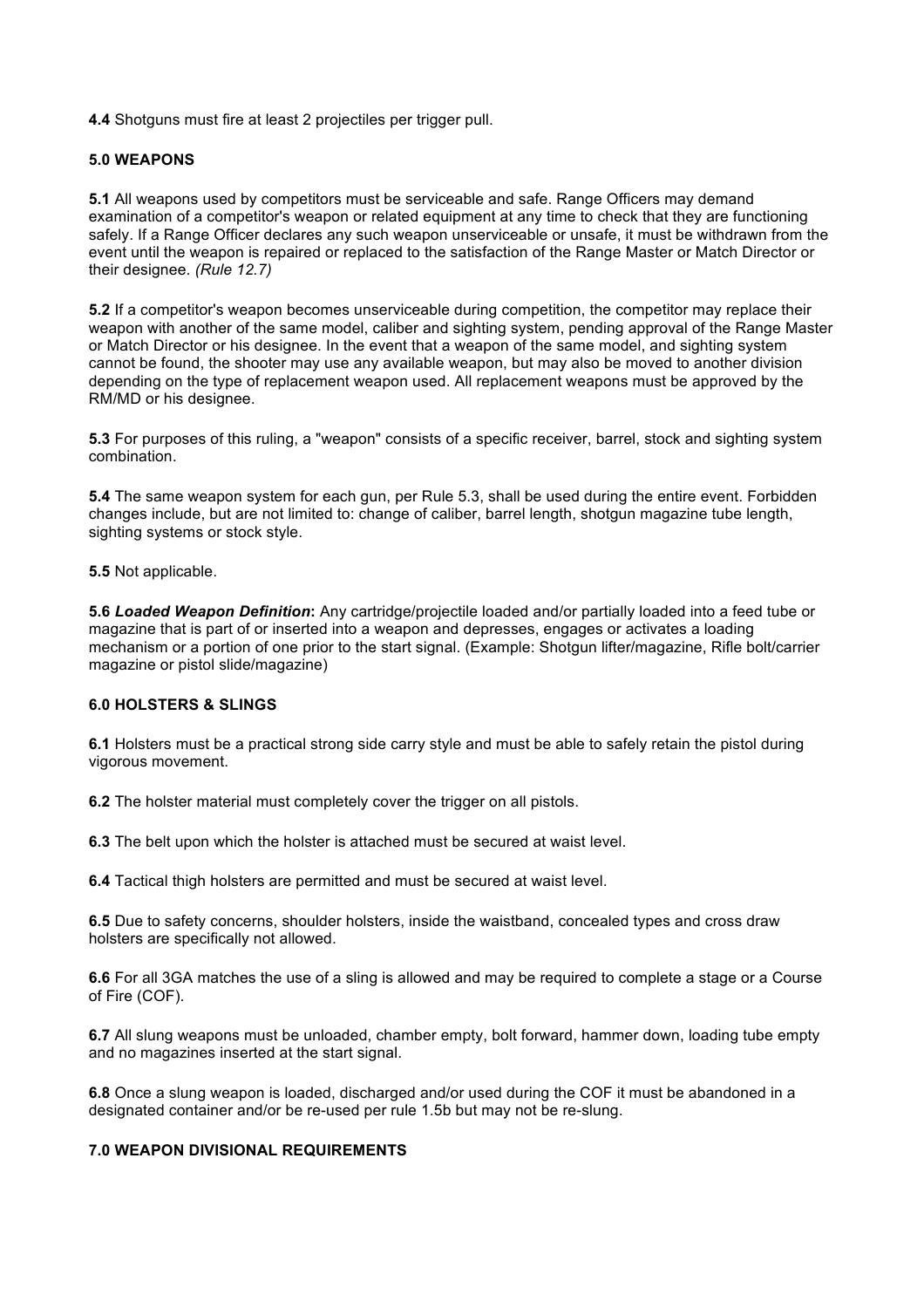**4.4** Shotguns must fire at least 2 projectiles per trigger pull.

### 5.0 WEAPONS

**5.1** All weapons used by competitors must be serviceable and safe. Range Officers may demand examination of a competitor's weapon or related equipment at any time to check that they are functioning safely. If a Range Officer declares any such weapon unserviceable or unsafe, it must be withdrawn from the event until the weapon is repaired or replaced to the satisfaction of the Range Master or Match Director or their designee. *(Rule 12.7)*

**5.2** If a competitor's weapon becomes unserviceable during competition, the competitor may replace their weapon with another of the same model, caliber and sighting system, pending approval of the Range Master or Match Director or his designee. In the event that a weapon of the same model, and sighting system cannot be found, the shooter may use any available weapon, but may also be moved to another division depending on the type of replacement weapon used. All replacement weapons must be approved by the RM/MD or his designee.

**5.3** For purposes of this ruling, a "weapon" consists of a specific receiver, barrel, stock and sighting system combination.

**5.4** The same weapon system for each gun, per Rule 5.3, shall be used during the entire event. Forbidden changes include, but are not limited to: change of caliber, barrel length, shotgun magazine tube length, sighting systems or stock style.

**5.5** Not applicable.

**5.6** ***Loaded Weapon Definition*:** Any cartridge/projectile loaded and/or partially loaded into a feed tube or magazine that is part of or inserted into a weapon and depresses, engages or activates a loading mechanism or a portion of one prior to the start signal. (Example: Shotgun lifter/magazine, Rifle bolt/carrier magazine or pistol slide/magazine)

### 6.0 HOLSTERS & SLINGS

**6.1** Holsters must be a practical strong side carry style and must be able to safely retain the pistol during vigorous movement.

**6.2** The holster material must completely cover the trigger on all pistols.

**6.3** The belt upon which the holster is attached must be secured at waist level.

**6.4** Tactical thigh holsters are permitted and must be secured at waist level.

**6.5** Due to safety concerns, shoulder holsters, inside the waistband, concealed types and cross draw holsters are specifically not allowed.

**6.6** For all 3GA matches the use of a sling is allowed and may be required to complete a stage or a Course of Fire (COF).

**6.7** All slung weapons must be unloaded, chamber empty, bolt forward, hammer down, loading tube empty and no magazines inserted at the start signal.

**6.8** Once a slung weapon is loaded, discharged and/or used during the COF it must be abandoned in a designated container and/or be re-used per rule 1.5b but may not be re-slung.

### 7.0 WEAPON DIVISIONAL REQUIREMENTS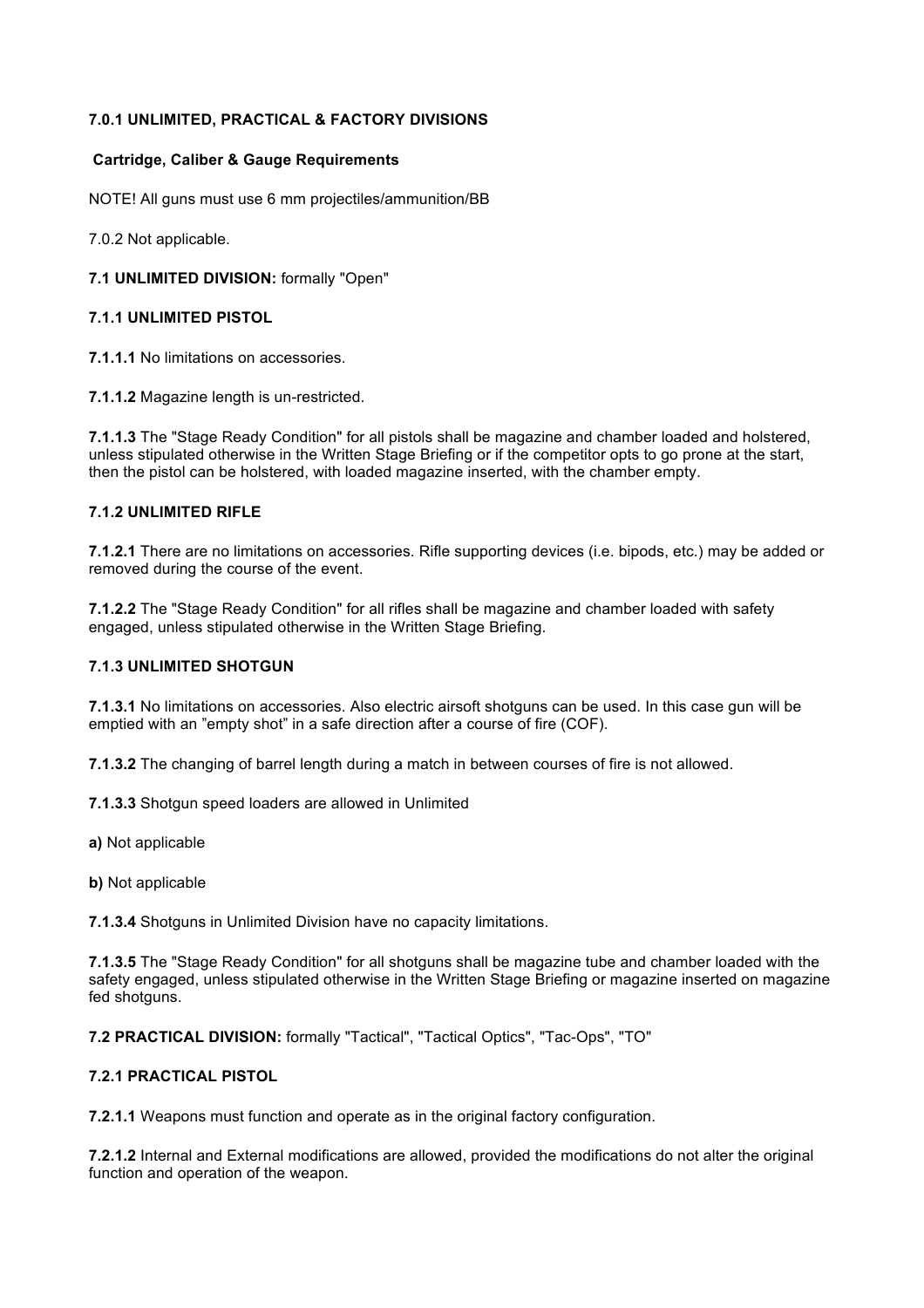**7.0.1 UNLIMITED, PRACTICAL & FACTORY DIVISIONS**

**Cartridge, Caliber & Gauge Requirements**

NOTE! All guns must use 6 mm projectiles/ammunition/BB

7.0.2 Not applicable.

**7.1 UNLIMITED DIVISION:** formally "Open"

**7.1.1 UNLIMITED PISTOL**

**7.1.1.1** No limitations on accessories.

**7.1.1.2** Magazine length is un-restricted.

**7.1.1.3** The "Stage Ready Condition" for all pistols shall be magazine and chamber loaded and holstered, unless stipulated otherwise in the Written Stage Briefing or if the competitor opts to go prone at the start, then the pistol can be holstered, with loaded magazine inserted, with the chamber empty.

**7.1.2 UNLIMITED RIFLE**

**7.1.2.1** There are no limitations on accessories. Rifle supporting devices (i.e. bipods, etc.) may be added or removed during the course of the event.

**7.1.2.2** The "Stage Ready Condition" for all rifles shall be magazine and chamber loaded with safety engaged, unless stipulated otherwise in the Written Stage Briefing.

**7.1.3 UNLIMITED SHOTGUN**

**7.1.3.1** No limitations on accessories. Also electric airsoft shotguns can be used. In this case gun will be emptied with an "empty shot" in a safe direction after a course of fire (COF).

**7.1.3.2** The changing of barrel length during a match in between courses of fire is not allowed.

**7.1.3.3** Shotgun speed loaders are allowed in Unlimited

**a)** Not applicable

**b)** Not applicable

**7.1.3.4** Shotguns in Unlimited Division have no capacity limitations.

**7.1.3.5** The "Stage Ready Condition" for all shotguns shall be magazine tube and chamber loaded with the safety engaged, unless stipulated otherwise in the Written Stage Briefing or magazine inserted on magazine fed shotguns.

**7.2 PRACTICAL DIVISION:** formally "Tactical", "Tactical Optics", "Tac-Ops", "TO"

**7.2.1 PRACTICAL PISTOL**

**7.2.1.1** Weapons must function and operate as in the original factory configuration.

**7.2.1.2** Internal and External modifications are allowed, provided the modifications do not alter the original function and operation of the weapon.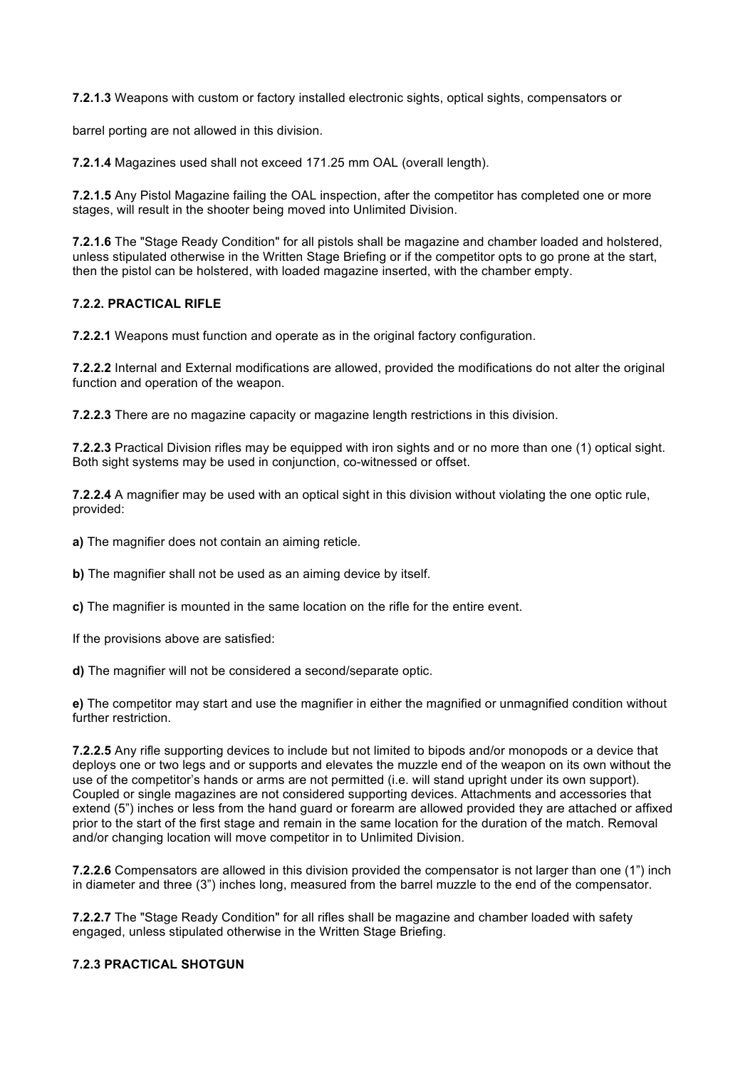**7.2.1.3** Weapons with custom or factory installed electronic sights, optical sights, compensators or

barrel porting are not allowed in this division.

**7.2.1.4** Magazines used shall not exceed 171.25 mm OAL (overall length).

**7.2.1.5** Any Pistol Magazine failing the OAL inspection, after the competitor has completed one or more stages, will result in the shooter being moved into Unlimited Division.

**7.2.1.6** The "Stage Ready Condition" for all pistols shall be magazine and chamber loaded and holstered, unless stipulated otherwise in the Written Stage Briefing or if the competitor opts to go prone at the start, then the pistol can be holstered, with loaded magazine inserted, with the chamber empty.

### 7.2.2. PRACTICAL RIFLE

**7.2.2.1** Weapons must function and operate as in the original factory configuration.

**7.2.2.2** Internal and External modifications are allowed, provided the modifications do not alter the original function and operation of the weapon.

**7.2.2.3** There are no magazine capacity or magazine length restrictions in this division.

**7.2.2.3** Practical Division rifles may be equipped with iron sights and or no more than one (1) optical sight. Both sight systems may be used in conjunction, co-witnessed or offset.

**7.2.2.4** A magnifier may be used with an optical sight in this division without violating the one optic rule, provided:

**a)** The magnifier does not contain an aiming reticle.

**b)** The magnifier shall not be used as an aiming device by itself.

**c)** The magnifier is mounted in the same location on the rifle for the entire event.

If the provisions above are satisfied:

**d)** The magnifier will not be considered a second/separate optic.

**e)** The competitor may start and use the magnifier in either the magnified or unmagnified condition without further restriction.

**7.2.2.5** Any rifle supporting devices to include but not limited to bipods and/or monopods or a device that deploys one or two legs and or supports and elevates the muzzle end of the weapon on its own without the use of the competitor's hands or arms are not permitted (i.e. will stand upright under its own support). Coupled or single magazines are not considered supporting devices. Attachments and accessories that extend (5") inches or less from the hand guard or forearm are allowed provided they are attached or affixed prior to the start of the first stage and remain in the same location for the duration of the match. Removal and/or changing location will move competitor in to Unlimited Division.

**7.2.2.6** Compensators are allowed in this division provided the compensator is not larger than one (1") inch in diameter and three (3") inches long, measured from the barrel muzzle to the end of the compensator.

**7.2.2.7** The "Stage Ready Condition" for all rifles shall be magazine and chamber loaded with safety engaged, unless stipulated otherwise in the Written Stage Briefing.

### 7.2.3 PRACTICAL SHOTGUN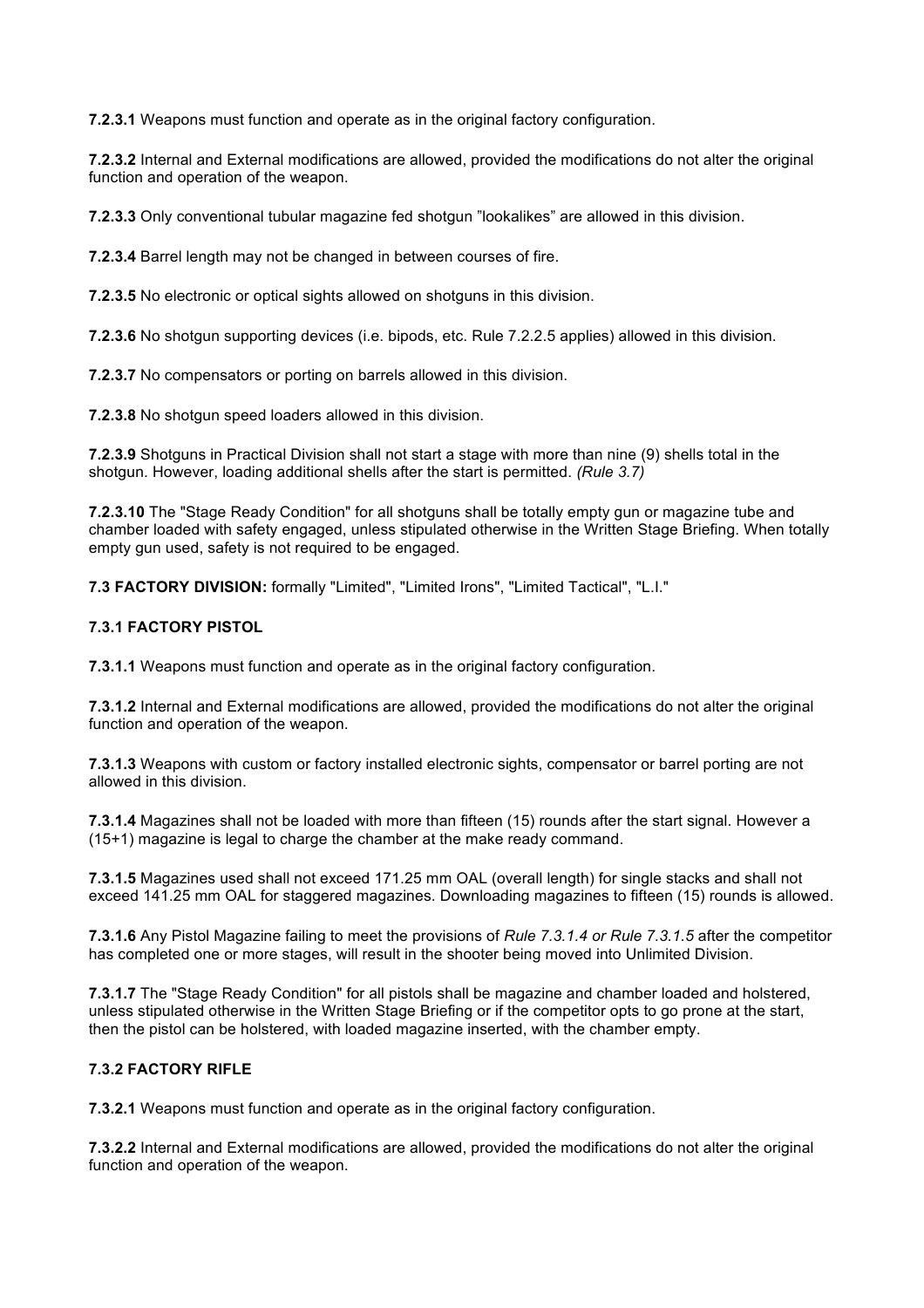**7.2.3.1** Weapons must function and operate as in the original factory configuration.

**7.2.3.2** Internal and External modifications are allowed, provided the modifications do not alter the original function and operation of the weapon.

**7.2.3.3** Only conventional tubular magazine fed shotgun ”lookalikes” are allowed in this division.

**7.2.3.4** Barrel length may not be changed in between courses of fire.

**7.2.3.5** No electronic or optical sights allowed on shotguns in this division.

**7.2.3.6** No shotgun supporting devices (i.e. bipods, etc. Rule 7.2.2.5 applies) allowed in this division.

**7.2.3.7** No compensators or porting on barrels allowed in this division.

**7.2.3.8** No shotgun speed loaders allowed in this division.

**7.2.3.9** Shotguns in Practical Division shall not start a stage with more than nine (9) shells total in the shotgun. However, loading additional shells after the start is permitted. *(Rule 3.7)*

**7.2.3.10** The "Stage Ready Condition" for all shotguns shall be totally empty gun or magazine tube and chamber loaded with safety engaged, unless stipulated otherwise in the Written Stage Briefing. When totally empty gun used, safety is not required to be engaged.

**7.3 FACTORY DIVISION:** formally "Limited", "Limited Irons", "Limited Tactical", "L.I."

**7.3.1 FACTORY PISTOL**

**7.3.1.1** Weapons must function and operate as in the original factory configuration.

**7.3.1.2** Internal and External modifications are allowed, provided the modifications do not alter the original function and operation of the weapon.

**7.3.1.3** Weapons with custom or factory installed electronic sights, compensator or barrel porting are not allowed in this division.

**7.3.1.4** Magazines shall not be loaded with more than fifteen (15) rounds after the start signal. However a (15+1) magazine is legal to charge the chamber at the make ready command.

**7.3.1.5** Magazines used shall not exceed 171.25 mm OAL (overall length) for single stacks and shall not exceed 141.25 mm OAL for staggered magazines. Downloading magazines to fifteen (15) rounds is allowed.

**7.3.1.6** Any Pistol Magazine failing to meet the provisions of *Rule 7.3.1.4 or Rule 7.3.1.5* after the competitor has completed one or more stages, will result in the shooter being moved into Unlimited Division.

**7.3.1.7** The "Stage Ready Condition" for all pistols shall be magazine and chamber loaded and holstered, unless stipulated otherwise in the Written Stage Briefing or if the competitor opts to go prone at the start, then the pistol can be holstered, with loaded magazine inserted, with the chamber empty.

**7.3.2 FACTORY RIFLE**

**7.3.2.1** Weapons must function and operate as in the original factory configuration.

**7.3.2.2** Internal and External modifications are allowed, provided the modifications do not alter the original function and operation of the weapon.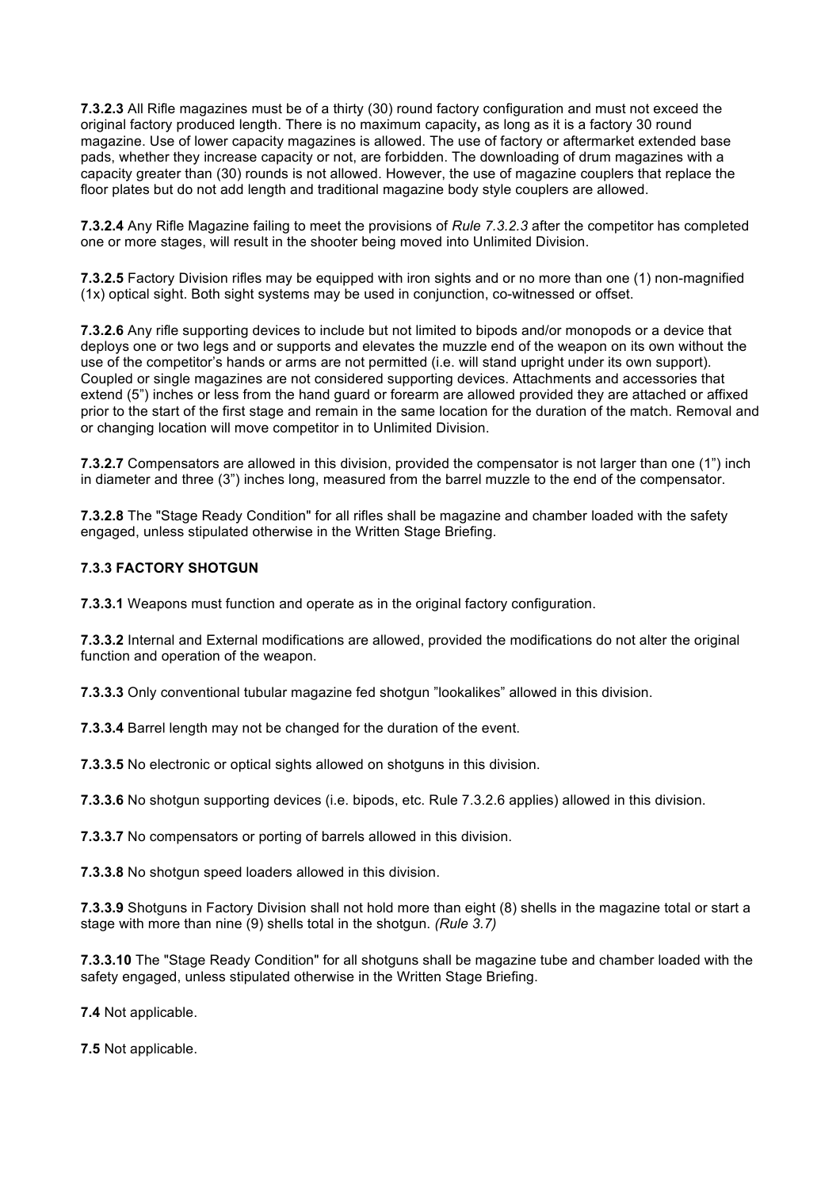**7.3.2.3** All Rifle magazines must be of a thirty (30) round factory configuration and must not exceed the original factory produced length. There is no maximum capacity**,** as long as it is a factory 30 round magazine. Use of lower capacity magazines is allowed. The use of factory or aftermarket extended base pads, whether they increase capacity or not, are forbidden. The downloading of drum magazines with a capacity greater than (30) rounds is not allowed. However, the use of magazine couplers that replace the floor plates but do not add length and traditional magazine body style couplers are allowed.

**7.3.2.4** Any Rifle Magazine failing to meet the provisions of *Rule 7.3.2.3* after the competitor has completed one or more stages, will result in the shooter being moved into Unlimited Division.

**7.3.2.5** Factory Division rifles may be equipped with iron sights and or no more than one (1) non-magnified (1x) optical sight. Both sight systems may be used in conjunction, co-witnessed or offset.

**7.3.2.6** Any rifle supporting devices to include but not limited to bipods and/or monopods or a device that deploys one or two legs and or supports and elevates the muzzle end of the weapon on its own without the use of the competitor's hands or arms are not permitted (i.e. will stand upright under its own support). Coupled or single magazines are not considered supporting devices. Attachments and accessories that extend (5") inches or less from the hand guard or forearm are allowed provided they are attached or affixed prior to the start of the first stage and remain in the same location for the duration of the match. Removal and or changing location will move competitor in to Unlimited Division.

**7.3.2.7** Compensators are allowed in this division, provided the compensator is not larger than one (1") inch in diameter and three (3") inches long, measured from the barrel muzzle to the end of the compensator.

**7.3.2.8** The "Stage Ready Condition" for all rifles shall be magazine and chamber loaded with the safety engaged, unless stipulated otherwise in the Written Stage Briefing.

### 7.3.3 FACTORY SHOTGUN

**7.3.3.1** Weapons must function and operate as in the original factory configuration.

**7.3.3.2** Internal and External modifications are allowed, provided the modifications do not alter the original function and operation of the weapon.

**7.3.3.3** Only conventional tubular magazine fed shotgun "lookalikes" allowed in this division.

**7.3.3.4** Barrel length may not be changed for the duration of the event.

**7.3.3.5** No electronic or optical sights allowed on shotguns in this division.

**7.3.3.6** No shotgun supporting devices (i.e. bipods, etc. Rule 7.3.2.6 applies) allowed in this division.

**7.3.3.7** No compensators or porting of barrels allowed in this division.

**7.3.3.8** No shotgun speed loaders allowed in this division.

**7.3.3.9** Shotguns in Factory Division shall not hold more than eight (8) shells in the magazine total or start a stage with more than nine (9) shells total in the shotgun. *(Rule 3.7)*

**7.3.3.10** The "Stage Ready Condition" for all shotguns shall be magazine tube and chamber loaded with the safety engaged, unless stipulated otherwise in the Written Stage Briefing.

**7.4** Not applicable.

**7.5** Not applicable.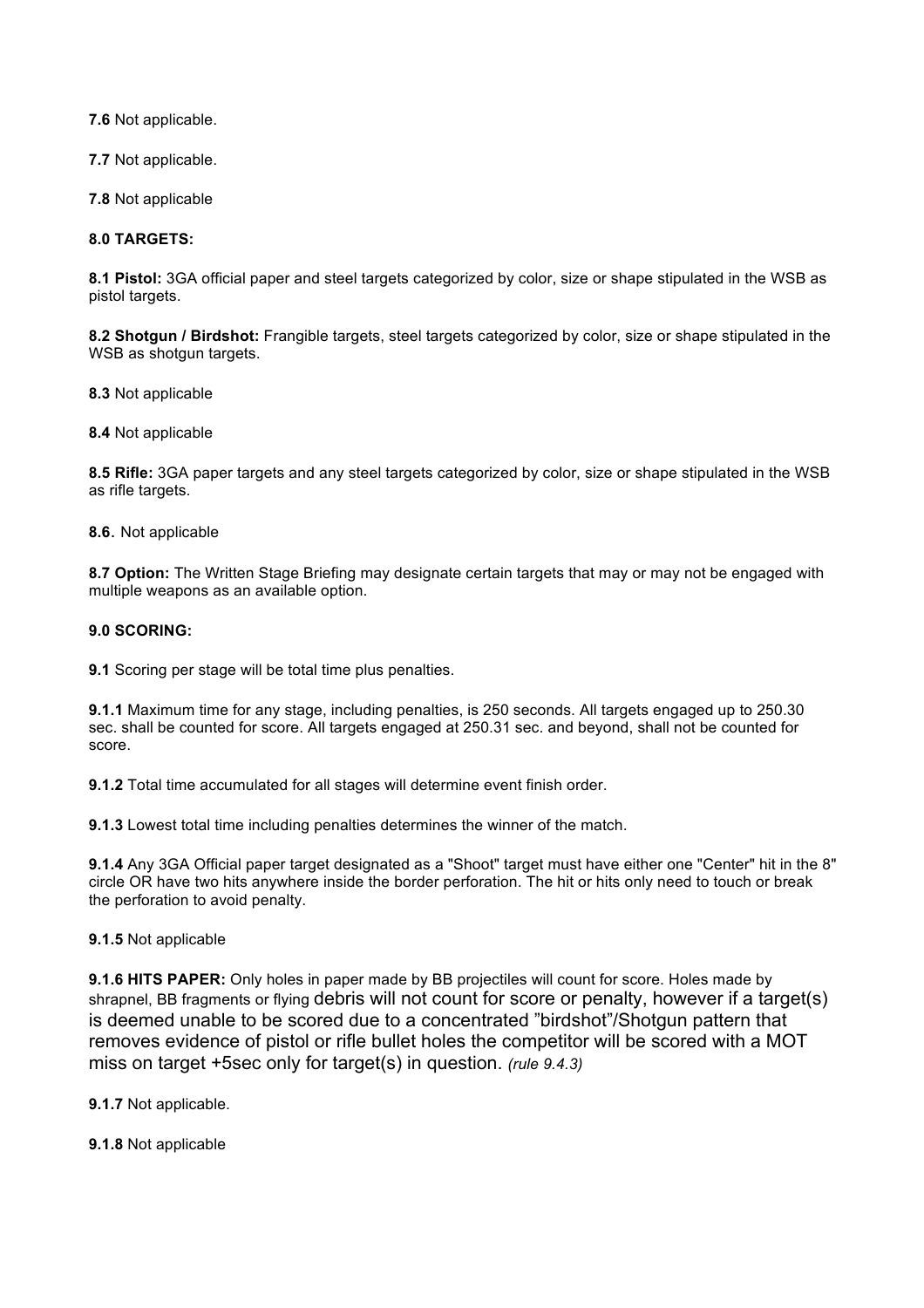**7.6** Not applicable.

**7.7** Not applicable.

**7.8** Not applicable

**8.0 TARGETS:**

**8.1 Pistol:** 3GA official paper and steel targets categorized by color, size or shape stipulated in the WSB as pistol targets.

**8.2 Shotgun / Birdshot:** Frangible targets, steel targets categorized by color, size or shape stipulated in the WSB as shotgun targets.

**8.3** Not applicable

**8.4** Not applicable

**8.5 Rifle:** 3GA paper targets and any steel targets categorized by color, size or shape stipulated in the WSB as rifle targets.

**8.6.** Not applicable

**8.7 Option:** The Written Stage Briefing may designate certain targets that may or may not be engaged with multiple weapons as an available option.

**9.0 SCORING:**

**9.1** Scoring per stage will be total time plus penalties.

**9.1.1** Maximum time for any stage, including penalties, is 250 seconds. All targets engaged up to 250.30 sec. shall be counted for score. All targets engaged at 250.31 sec. and beyond, shall not be counted for score.

**9.1.2** Total time accumulated for all stages will determine event finish order.

**9.1.3** Lowest total time including penalties determines the winner of the match.

**9.1.4** Any 3GA Official paper target designated as a "Shoot" target must have either one "Center" hit in the 8" circle OR have two hits anywhere inside the border perforation. The hit or hits only need to touch or break the perforation to avoid penalty.

**9.1.5** Not applicable

**9.1.6 HITS PAPER:** Only holes in paper made by BB projectiles will count for score. Holes made by shrapnel, BB fragments or flying debris will not count for score or penalty, however if a target(s) is deemed unable to be scored due to a concentrated "birdshot"/Shotgun pattern that removes evidence of pistol or rifle bullet holes the competitor will be scored with a MOT miss on target +5sec only for target(s) in question. *(rule 9.4.3)*

**9.1.7** Not applicable.

**9.1.8** Not applicable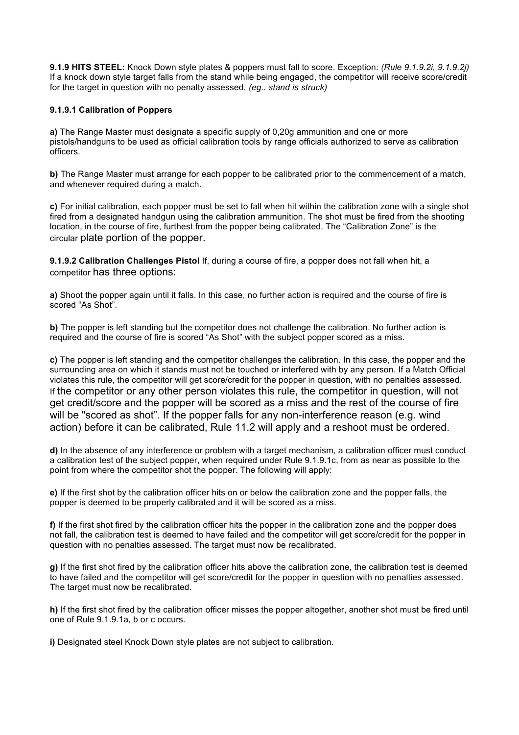**9.1.9 HITS STEEL:** Knock Down style plates & poppers must fall to score. Exception: *(Rule 9.1.9.2i, 9.1.9.2j)* If a knock down style target falls from the stand while being engaged, the competitor will receive score/credit for the target in question with no penalty assessed. *(eg.. stand is struck)*

**9.1.9.1 Calibration of Poppers**

**a)** The Range Master must designate a specific supply of 0,20g ammunition and one or more pistols/handguns to be used as official calibration tools by range officials authorized to serve as calibration officers.

**b)** The Range Master must arrange for each popper to be calibrated prior to the commencement of a match, and whenever required during a match.

**c)** For initial calibration, each popper must be set to fall when hit within the calibration zone with a single shot fired from a designated handgun using the calibration ammunition. The shot must be fired from the shooting location, in the course of fire, furthest from the popper being calibrated. The "Calibration Zone" is the circular plate portion of the popper.

**9.1.9.2 Calibration Challenges Pistol** If, during a course of fire, a popper does not fall when hit, a competitor has three options:

**a)** Shoot the popper again until it falls. In this case, no further action is required and the course of fire is scored "As Shot".

**b)** The popper is left standing but the competitor does not challenge the calibration. No further action is required and the course of fire is scored "As Shot" with the subject popper scored as a miss.

**c)** The popper is left standing and the competitor challenges the calibration. In this case, the popper and the surrounding area on which it stands must not be touched or interfered with by any person. If a Match Official violates this rule, the competitor will get score/credit for the popper in question, with no penalties assessed. If the competitor or any other person violates this rule, the competitor in question, will not get credit/score and the popper will be scored as a miss and the rest of the course of fire will be "scored as shot". If the popper falls for any non-interference reason (e.g. wind action) before it can be calibrated, Rule 11.2 will apply and a reshoot must be ordered.

**d)** In the absence of any interference or problem with a target mechanism, a calibration officer must conduct a calibration test of the subject popper, when required under Rule 9.1.9.1c, from as near as possible to the point from where the competitor shot the popper. The following will apply:

**e)** If the first shot by the calibration officer hits on or below the calibration zone and the popper falls, the popper is deemed to be properly calibrated and it will be scored as a miss.

**f)** If the first shot fired by the calibration officer hits the popper in the calibration zone and the popper does not fall, the calibration test is deemed to have failed and the competitor will get score/credit for the popper in question with no penalties assessed. The target must now be recalibrated.

**g)** If the first shot fired by the calibration officer hits above the calibration zone, the calibration test is deemed to have failed and the competitor will get score/credit for the popper in question with no penalties assessed. The target must now be recalibrated.

**h)** If the first shot fired by the calibration officer misses the popper altogether, another shot must be fired until one of Rule 9.1.9.1a, b or c occurs.

**i)** Designated steel Knock Down style plates are not subject to calibration.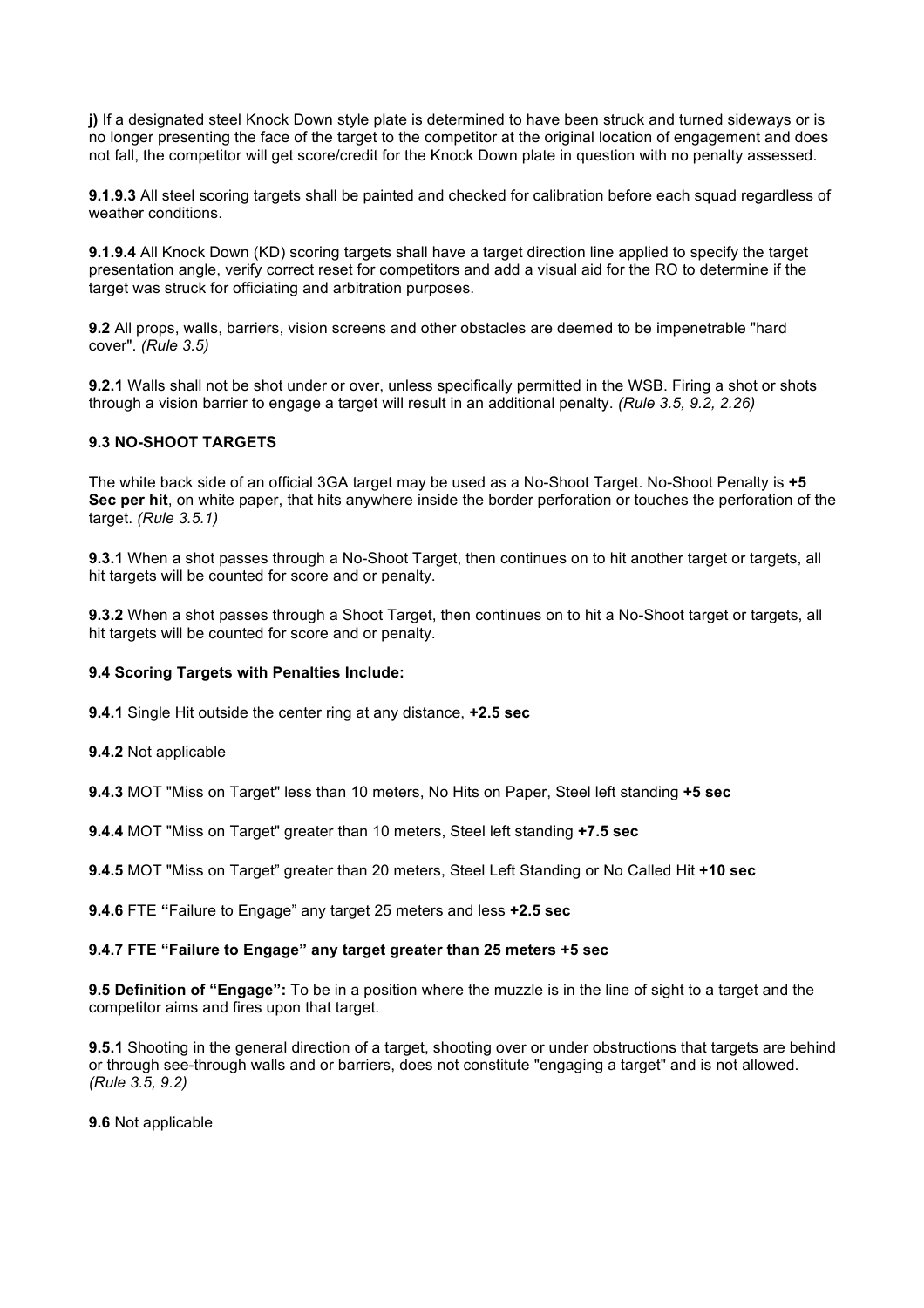**j)** If a designated steel Knock Down style plate is determined to have been struck and turned sideways or is no longer presenting the face of the target to the competitor at the original location of engagement and does not fall, the competitor will get score/credit for the Knock Down plate in question with no penalty assessed.

**9.1.9.3** All steel scoring targets shall be painted and checked for calibration before each squad regardless of weather conditions.

**9.1.9.4** All Knock Down (KD) scoring targets shall have a target direction line applied to specify the target presentation angle, verify correct reset for competitors and add a visual aid for the RO to determine if the target was struck for officiating and arbitration purposes.

**9.2** All props, walls, barriers, vision screens and other obstacles are deemed to be impenetrable "hard cover". *(Rule 3.5)*

**9.2.1** Walls shall not be shot under or over, unless specifically permitted in the WSB. Firing a shot or shots through a vision barrier to engage a target will result in an additional penalty. *(Rule 3.5, 9.2, 2.26)*

**9.3 NO-SHOOT TARGETS**

The white back side of an official 3GA target may be used as a No-Shoot Target. No-Shoot Penalty is **+5 Sec per hit**, on white paper, that hits anywhere inside the border perforation or touches the perforation of the target. *(Rule 3.5.1)*

**9.3.1** When a shot passes through a No-Shoot Target, then continues on to hit another target or targets, all hit targets will be counted for score and or penalty.

**9.3.2** When a shot passes through a Shoot Target, then continues on to hit a No-Shoot target or targets, all hit targets will be counted for score and or penalty.

**9.4 Scoring Targets with Penalties Include:**

**9.4.1** Single Hit outside the center ring at any distance, **+2.5 sec**

**9.4.2** Not applicable

**9.4.3** MOT "Miss on Target" less than 10 meters, No Hits on Paper, Steel left standing **+5 sec**

**9.4.4** MOT "Miss on Target" greater than 10 meters, Steel left standing **+7.5 sec**

**9.4.5** MOT "Miss on Target" greater than 20 meters, Steel Left Standing or No Called Hit **+10 sec**

**9.4.6** FTE **"**Failure to Engage" any target 25 meters and less **+2.5 sec**

**9.4.7 FTE "Failure to Engage" any target greater than 25 meters +5 sec**

**9.5 Definition of "Engage":** To be in a position where the muzzle is in the line of sight to a target and the competitor aims and fires upon that target.

**9.5.1** Shooting in the general direction of a target, shooting over or under obstructions that targets are behind or through see-through walls and or barriers, does not constitute "engaging a target" and is not allowed. *(Rule 3.5, 9.2)*

**9.6** Not applicable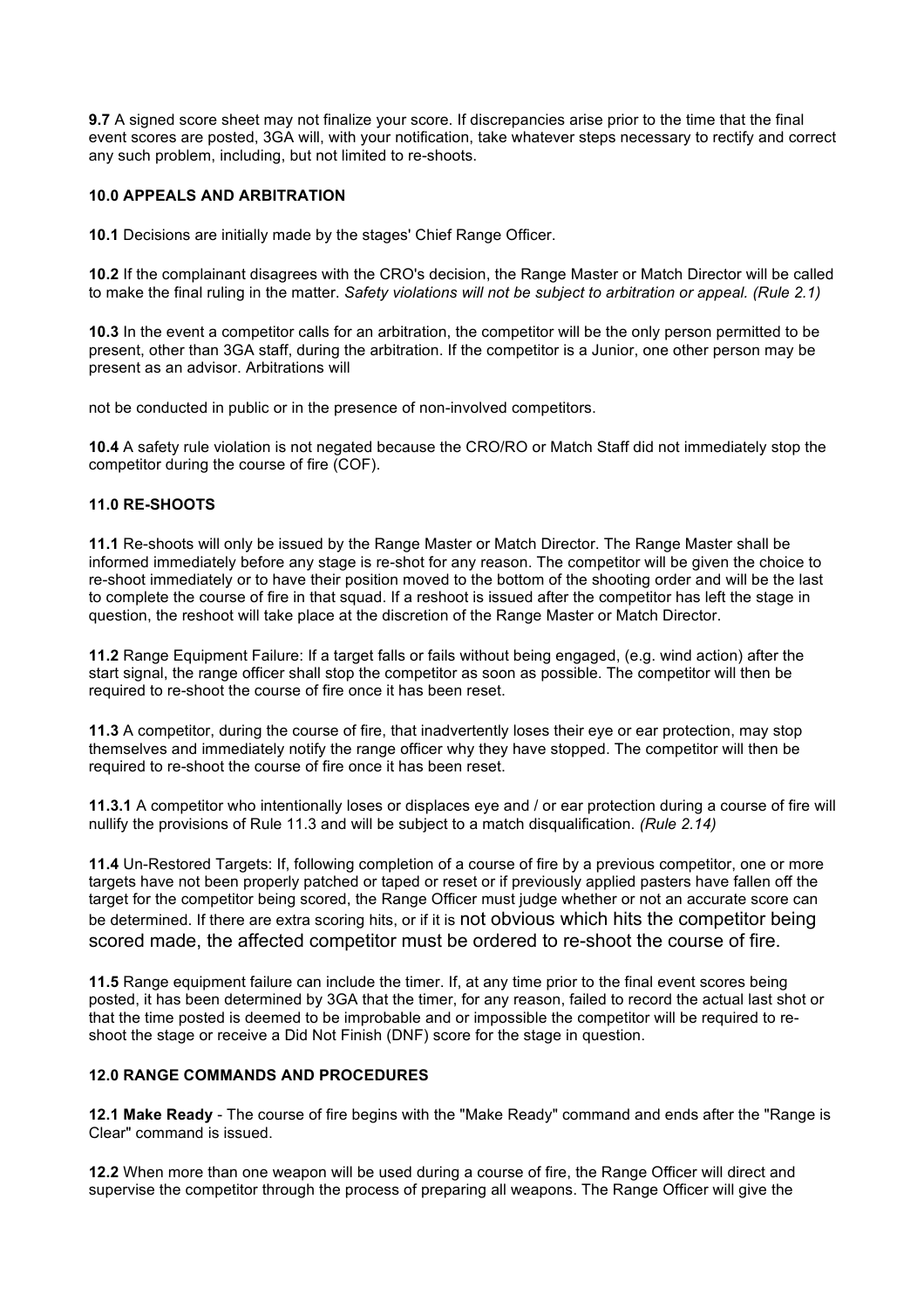**9.7** A signed score sheet may not finalize your score. If discrepancies arise prior to the time that the final event scores are posted, 3GA will, with your notification, take whatever steps necessary to rectify and correct any such problem, including, but not limited to re-shoots.

## 10.0 APPEALS AND ARBITRATION

**10.1** Decisions are initially made by the stages' Chief Range Officer.

**10.2** If the complainant disagrees with the CRO's decision, the Range Master or Match Director will be called to make the final ruling in the matter. *Safety violations will not be subject to arbitration or appeal. (Rule 2.1)*

**10.3** In the event a competitor calls for an arbitration, the competitor will be the only person permitted to be present, other than 3GA staff, during the arbitration. If the competitor is a Junior, one other person may be present as an advisor. Arbitrations will

not be conducted in public or in the presence of non-involved competitors.

**10.4** A safety rule violation is not negated because the CRO/RO or Match Staff did not immediately stop the competitor during the course of fire (COF).

## 11.0 RE-SHOOTS

**11.1** Re-shoots will only be issued by the Range Master or Match Director. The Range Master shall be informed immediately before any stage is re-shot for any reason. The competitor will be given the choice to re-shoot immediately or to have their position moved to the bottom of the shooting order and will be the last to complete the course of fire in that squad. If a reshoot is issued after the competitor has left the stage in question, the reshoot will take place at the discretion of the Range Master or Match Director.

**11.2** Range Equipment Failure: If a target falls or fails without being engaged, (e.g. wind action) after the start signal, the range officer shall stop the competitor as soon as possible. The competitor will then be required to re-shoot the course of fire once it has been reset.

**11.3** A competitor, during the course of fire, that inadvertently loses their eye or ear protection, may stop themselves and immediately notify the range officer why they have stopped. The competitor will then be required to re-shoot the course of fire once it has been reset.

**11.3.1** A competitor who intentionally loses or displaces eye and / or ear protection during a course of fire will nullify the provisions of Rule 11.3 and will be subject to a match disqualification. *(Rule 2.14)*

**11.4** Un-Restored Targets: If, following completion of a course of fire by a previous competitor, one or more targets have not been properly patched or taped or reset or if previously applied pasters have fallen off the target for the competitor being scored, the Range Officer must judge whether or not an accurate score can be determined. If there are extra scoring hits, or if it is not obvious which hits the competitor being scored made, the affected competitor must be ordered to re-shoot the course of fire.

**11.5** Range equipment failure can include the timer. If, at any time prior to the final event scores being posted, it has been determined by 3GA that the timer, for any reason, failed to record the actual last shot or that the time posted is deemed to be improbable and or impossible the competitor will be required to re-shoot the stage or receive a Did Not Finish (DNF) score for the stage in question.

## 12.0 RANGE COMMANDS AND PROCEDURES

**12.1 Make Ready** - The course of fire begins with the "Make Ready" command and ends after the "Range is Clear" command is issued.

**12.2** When more than one weapon will be used during a course of fire, the Range Officer will direct and supervise the competitor through the process of preparing all weapons. The Range Officer will give the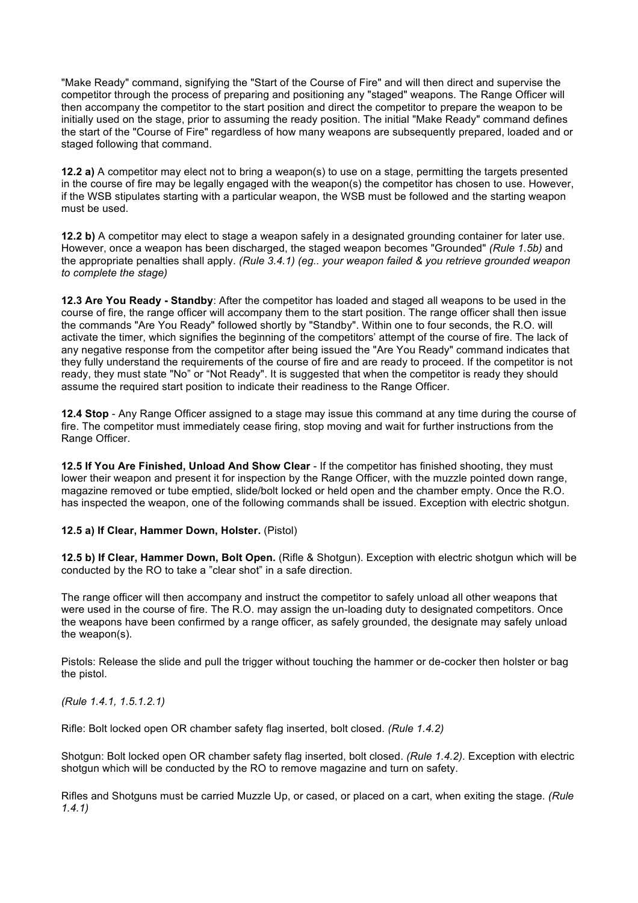"Make Ready" command, signifying the "Start of the Course of Fire" and will then direct and supervise the competitor through the process of preparing and positioning any "staged" weapons. The Range Officer will then accompany the competitor to the start position and direct the competitor to prepare the weapon to be initially used on the stage, prior to assuming the ready position. The initial "Make Ready" command defines the start of the "Course of Fire" regardless of how many weapons are subsequently prepared, loaded and or staged following that command.

**12.2 a)** A competitor may elect not to bring a weapon(s) to use on a stage, permitting the targets presented in the course of fire may be legally engaged with the weapon(s) the competitor has chosen to use. However, if the WSB stipulates starting with a particular weapon, the WSB must be followed and the starting weapon must be used.

**12.2 b)** A competitor may elect to stage a weapon safely in a designated grounding container for later use. However, once a weapon has been discharged, the staged weapon becomes "Grounded" *(Rule 1.5b)* and the appropriate penalties shall apply. *(Rule 3.4.1) (eg.. your weapon failed & you retrieve grounded weapon to complete the stage)*

**12.3 Are You Ready - Standby**: After the competitor has loaded and staged all weapons to be used in the course of fire, the range officer will accompany them to the start position. The range officer shall then issue the commands "Are You Ready" followed shortly by "Standby". Within one to four seconds, the R.O. will activate the timer, which signifies the beginning of the competitors' attempt of the course of fire. The lack of any negative response from the competitor after being issued the "Are You Ready" command indicates that they fully understand the requirements of the course of fire and are ready to proceed. If the competitor is not ready, they must state "No" or "Not Ready". It is suggested that when the competitor is ready they should assume the required start position to indicate their readiness to the Range Officer.

**12.4 Stop** - Any Range Officer assigned to a stage may issue this command at any time during the course of fire. The competitor must immediately cease firing, stop moving and wait for further instructions from the Range Officer.

**12.5 If You Are Finished, Unload And Show Clear** - If the competitor has finished shooting, they must lower their weapon and present it for inspection by the Range Officer, with the muzzle pointed down range, magazine removed or tube emptied, slide/bolt locked or held open and the chamber empty. Once the R.O. has inspected the weapon, one of the following commands shall be issued. Exception with electric shotgun.

**12.5 a) If Clear, Hammer Down, Holster.** (Pistol)

**12.5 b) If Clear, Hammer Down, Bolt Open.** (Rifle & Shotgun). Exception with electric shotgun which will be conducted by the RO to take a "clear shot" in a safe direction.

The range officer will then accompany and instruct the competitor to safely unload all other weapons that were used in the course of fire. The R.O. may assign the un-loading duty to designated competitors. Once the weapons have been confirmed by a range officer, as safely grounded, the designate may safely unload the weapon(s).

Pistols: Release the slide and pull the trigger without touching the hammer or de-cocker then holster or bag the pistol.

*(Rule 1.4.1, 1.5.1.2.1)*

Rifle: Bolt locked open OR chamber safety flag inserted, bolt closed. *(Rule 1.4.2)*

Shotgun: Bolt locked open OR chamber safety flag inserted, bolt closed. *(Rule 1.4.2)*. Exception with electric shotgun which will be conducted by the RO to remove magazine and turn on safety.

Rifles and Shotguns must be carried Muzzle Up, or cased, or placed on a cart, when exiting the stage. *(Rule 1.4.1)*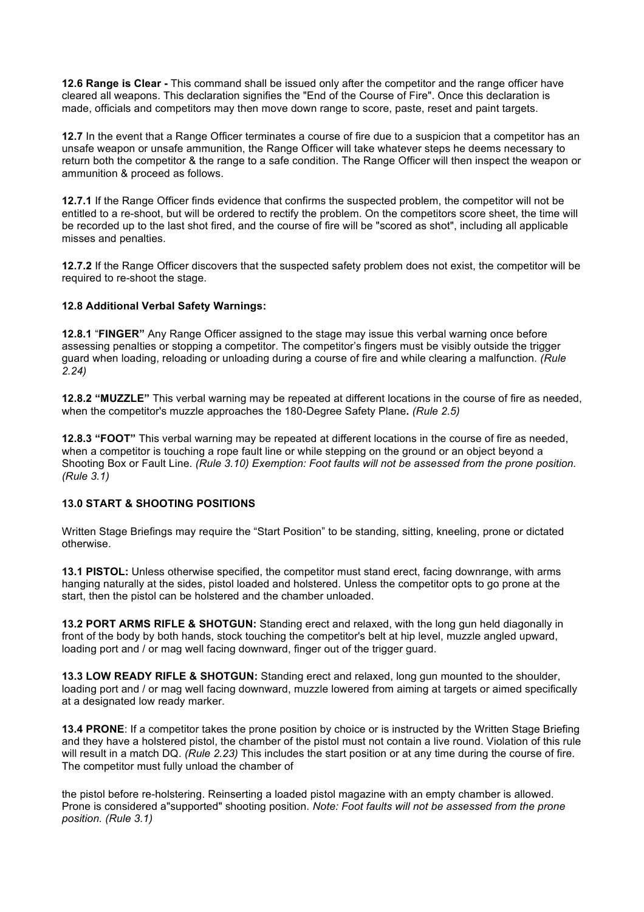**12.6 Range is Clear -** This command shall be issued only after the competitor and the range officer have cleared all weapons. This declaration signifies the "End of the Course of Fire". Once this declaration is made, officials and competitors may then move down range to score, paste, reset and paint targets.

**12.7** In the event that a Range Officer terminates a course of fire due to a suspicion that a competitor has an unsafe weapon or unsafe ammunition, the Range Officer will take whatever steps he deems necessary to return both the competitor & the range to a safe condition. The Range Officer will then inspect the weapon or ammunition & proceed as follows.

**12.7.1** If the Range Officer finds evidence that confirms the suspected problem, the competitor will not be entitled to a re-shoot, but will be ordered to rectify the problem. On the competitors score sheet, the time will be recorded up to the last shot fired, and the course of fire will be "scored as shot", including all applicable misses and penalties.

**12.7.2** If the Range Officer discovers that the suspected safety problem does not exist, the competitor will be required to re-shoot the stage.

**12.8 Additional Verbal Safety Warnings:**

**12.8.1** "**FINGER"** Any Range Officer assigned to the stage may issue this verbal warning once before assessing penalties or stopping a competitor. The competitor's fingers must be visibly outside the trigger guard when loading, reloading or unloading during a course of fire and while clearing a malfunction. *(Rule 2.24)*

**12.8.2 "MUZZLE"** This verbal warning may be repeated at different locations in the course of fire as needed, when the competitor's muzzle approaches the 180-Degree Safety Plane**.** *(Rule 2.5)*

**12.8.3 "FOOT"** This verbal warning may be repeated at different locations in the course of fire as needed, when a competitor is touching a rope fault line or while stepping on the ground or an object beyond a Shooting Box or Fault Line. *(Rule 3.10) Exemption: Foot faults will not be assessed from the prone position. (Rule 3.1)*

**13.0 START & SHOOTING POSITIONS**

Written Stage Briefings may require the "Start Position" to be standing, sitting, kneeling, prone or dictated otherwise.

**13.1 PISTOL:** Unless otherwise specified, the competitor must stand erect, facing downrange, with arms hanging naturally at the sides, pistol loaded and holstered. Unless the competitor opts to go prone at the start, then the pistol can be holstered and the chamber unloaded.

**13.2 PORT ARMS RIFLE & SHOTGUN:** Standing erect and relaxed, with the long gun held diagonally in front of the body by both hands, stock touching the competitor's belt at hip level, muzzle angled upward, loading port and / or mag well facing downward, finger out of the trigger guard.

**13.3 LOW READY RIFLE & SHOTGUN:** Standing erect and relaxed, long gun mounted to the shoulder, loading port and / or mag well facing downward, muzzle lowered from aiming at targets or aimed specifically at a designated low ready marker.

**13.4 PRONE**: If a competitor takes the prone position by choice or is instructed by the Written Stage Briefing and they have a holstered pistol, the chamber of the pistol must not contain a live round. Violation of this rule will result in a match DQ. *(Rule 2.23)* This includes the start position or at any time during the course of fire. The competitor must fully unload the chamber of the pistol before re-holstering. Reinserting a loaded pistol magazine with an empty chamber is allowed. Prone is considered a"supported" shooting position. *Note: Foot faults will not be assessed from the prone position. (Rule 3.1)*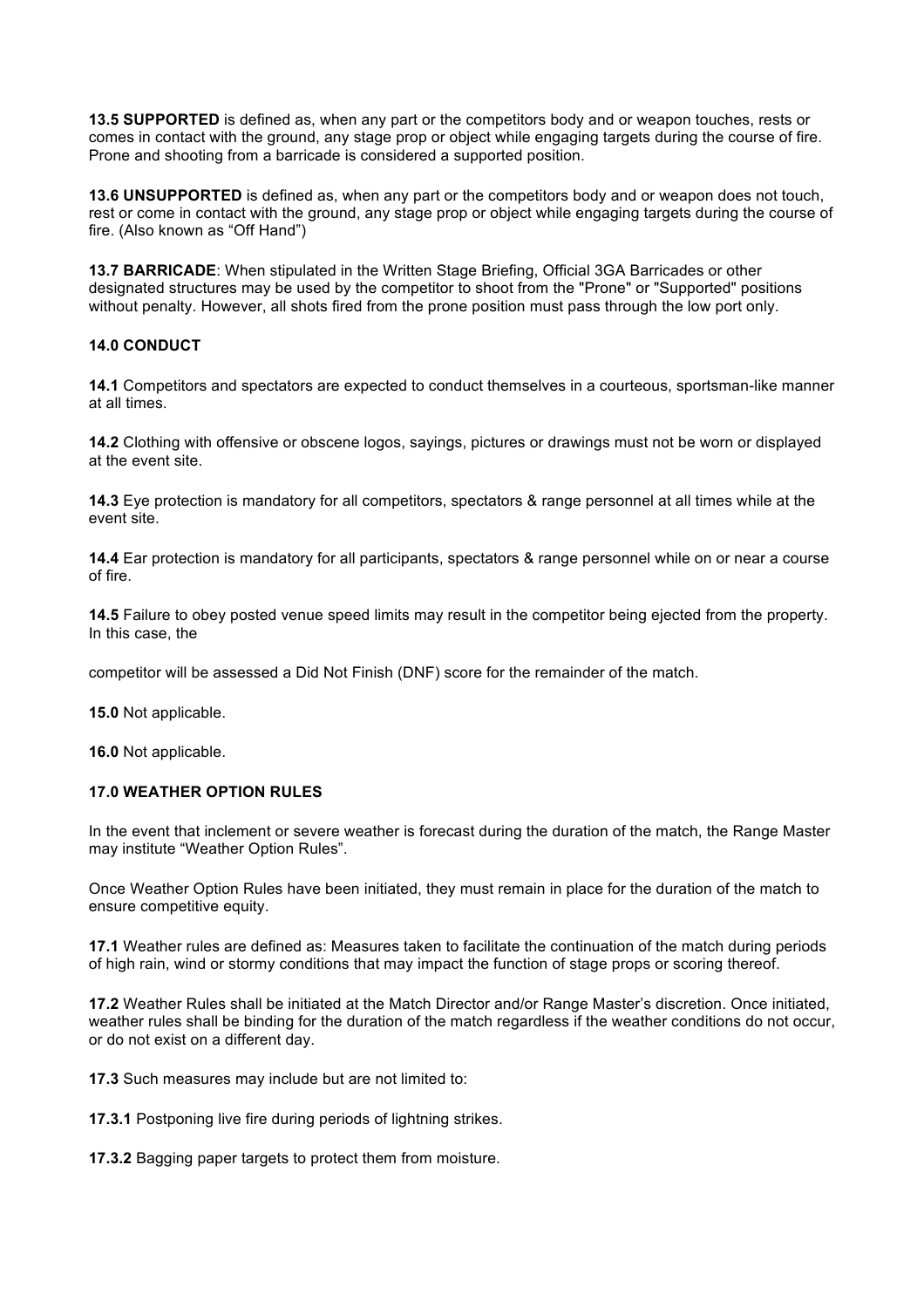**13.5 SUPPORTED** is defined as, when any part or the competitors body and or weapon touches, rests or comes in contact with the ground, any stage prop or object while engaging targets during the course of fire. Prone and shooting from a barricade is considered a supported position.

**13.6 UNSUPPORTED** is defined as, when any part or the competitors body and or weapon does not touch, rest or come in contact with the ground, any stage prop or object while engaging targets during the course of fire. (Also known as "Off Hand")

**13.7 BARRICADE**: When stipulated in the Written Stage Briefing, Official 3GA Barricades or other designated structures may be used by the competitor to shoot from the "Prone" or "Supported" positions without penalty. However, all shots fired from the prone position must pass through the low port only.

**14.0 CONDUCT**

**14.1** Competitors and spectators are expected to conduct themselves in a courteous, sportsman-like manner at all times.

**14.2** Clothing with offensive or obscene logos, sayings, pictures or drawings must not be worn or displayed at the event site.

**14.3** Eye protection is mandatory for all competitors, spectators & range personnel at all times while at the event site.

**14.4** Ear protection is mandatory for all participants, spectators & range personnel while on or near a course of fire.

**14.5** Failure to obey posted venue speed limits may result in the competitor being ejected from the property. In this case, the

competitor will be assessed a Did Not Finish (DNF) score for the remainder of the match.

**15.0** Not applicable.

**16.0** Not applicable.

**17.0 WEATHER OPTION RULES**

In the event that inclement or severe weather is forecast during the duration of the match, the Range Master may institute "Weather Option Rules".

Once Weather Option Rules have been initiated, they must remain in place for the duration of the match to ensure competitive equity.

**17.1** Weather rules are defined as: Measures taken to facilitate the continuation of the match during periods of high rain, wind or stormy conditions that may impact the function of stage props or scoring thereof.

**17.2** Weather Rules shall be initiated at the Match Director and/or Range Master's discretion. Once initiated, weather rules shall be binding for the duration of the match regardless if the weather conditions do not occur, or do not exist on a different day.

**17.3** Such measures may include but are not limited to:

**17.3.1** Postponing live fire during periods of lightning strikes.

**17.3.2** Bagging paper targets to protect them from moisture.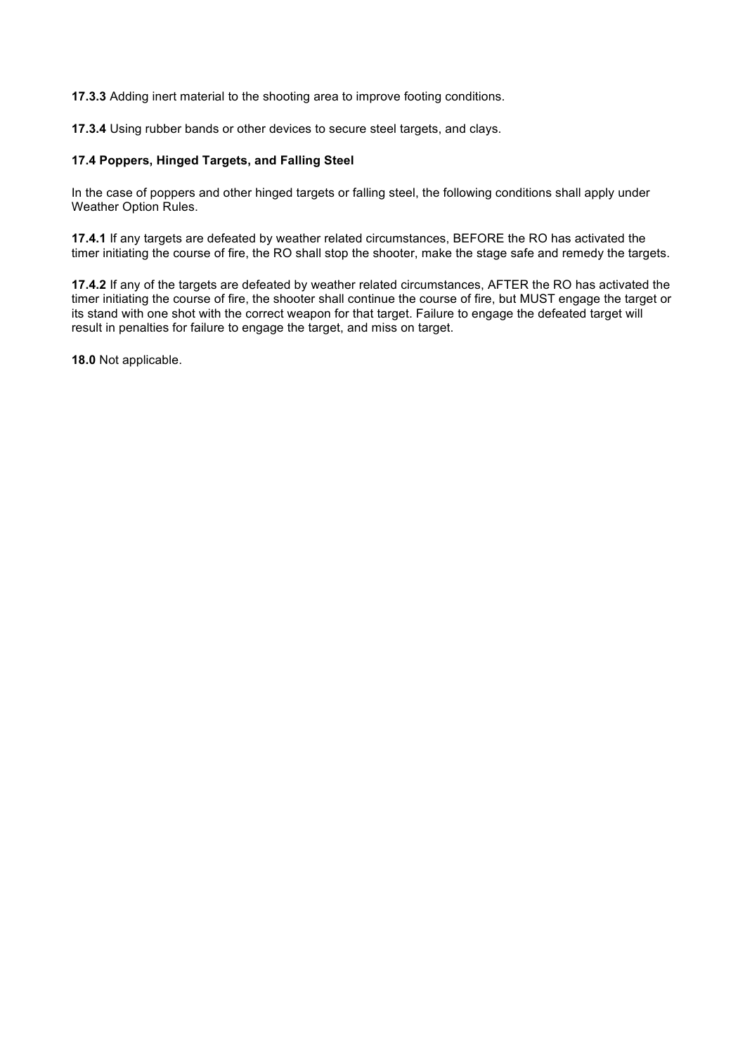**17.3.3** Adding inert material to the shooting area to improve footing conditions.

**17.3.4** Using rubber bands or other devices to secure steel targets, and clays.

**17.4 Poppers, Hinged Targets, and Falling Steel**

In the case of poppers and other hinged targets or falling steel, the following conditions shall apply under Weather Option Rules.

**17.4.1** If any targets are defeated by weather related circumstances, BEFORE the RO has activated the timer initiating the course of fire, the RO shall stop the shooter, make the stage safe and remedy the targets.

**17.4.2** If any of the targets are defeated by weather related circumstances, AFTER the RO has activated the timer initiating the course of fire, the shooter shall continue the course of fire, but MUST engage the target or its stand with one shot with the correct weapon for that target. Failure to engage the defeated target will result in penalties for failure to engage the target, and miss on target.

**18.0** Not applicable.